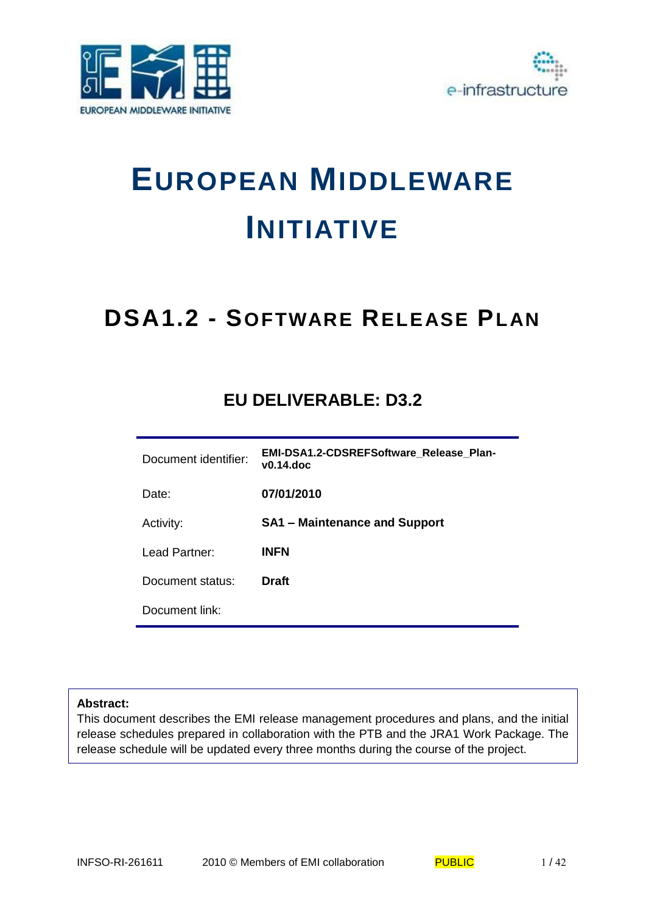# EUROPEAN MIDDLEWARE INITIATIVE

## DSA1.2 - SOFTWARE RELEASE PLAN

### EU DELIVERABLE: D3.2

| | |
|---|---|
| Document identifier: | **EMI-DSA1.2-CDSREFSoftware_Release_Plan-v0.14.doc** |
| Date: | **07/01/2010** |
| Activity: | **SA1 – Maintenance and Support** |
| Lead Partner: | **INFN** |
| Document status: | **Draft** |
| Document link: | |

**Abstract:**
This document describes the EMI release management procedures and plans, and the initial release schedules prepared in collaboration with the PTB and the JRA1 Work Package. The release schedule will be updated every three months during the course of the project.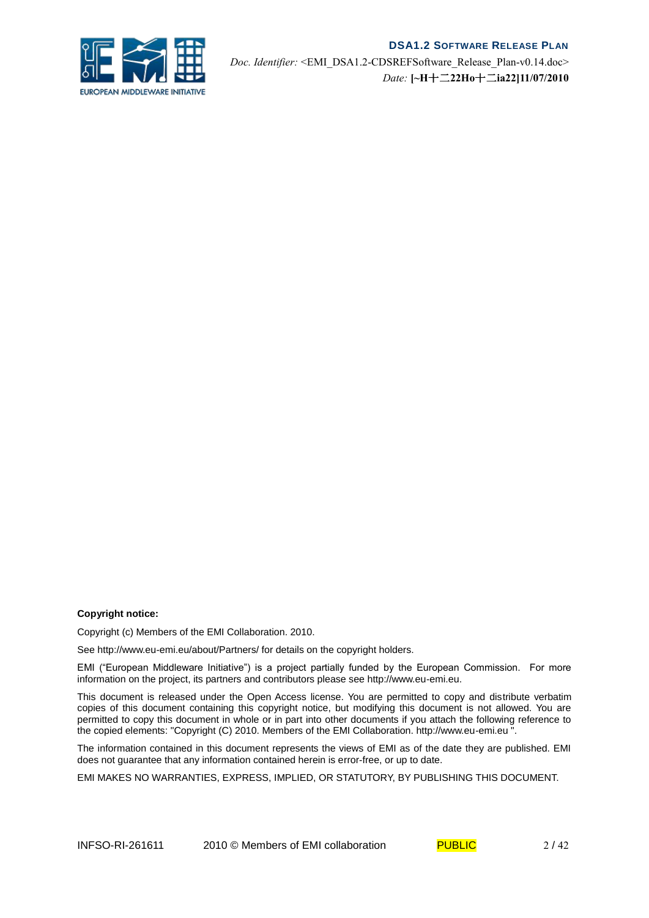**Copyright notice:**

Copyright (c) Members of the EMI Collaboration. 2010.

See http://www.eu-emi.eu/about/Partners/ for details on the copyright holders.

EMI ("European Middleware Initiative") is a project partially funded by the European Commission. For more information on the project, its partners and contributors please see http://www.eu-emi.eu.

This document is released under the Open Access license. You are permitted to copy and distribute verbatim copies of this document containing this copyright notice, but modifying this document is not allowed. You are permitted to copy this document in whole or in part into other documents if you attach the following reference to the copied elements: "Copyright (C) 2010. Members of the EMI Collaboration. http://www.eu-emi.eu ".

The information contained in this document represents the views of EMI as of the date they are published. EMI does not guarantee that any information contained herein is error-free, or up to date.

EMI MAKES NO WARRANTIES, EXPRESS, IMPLIED, OR STATUTORY, BY PUBLISHING THIS DOCUMENT.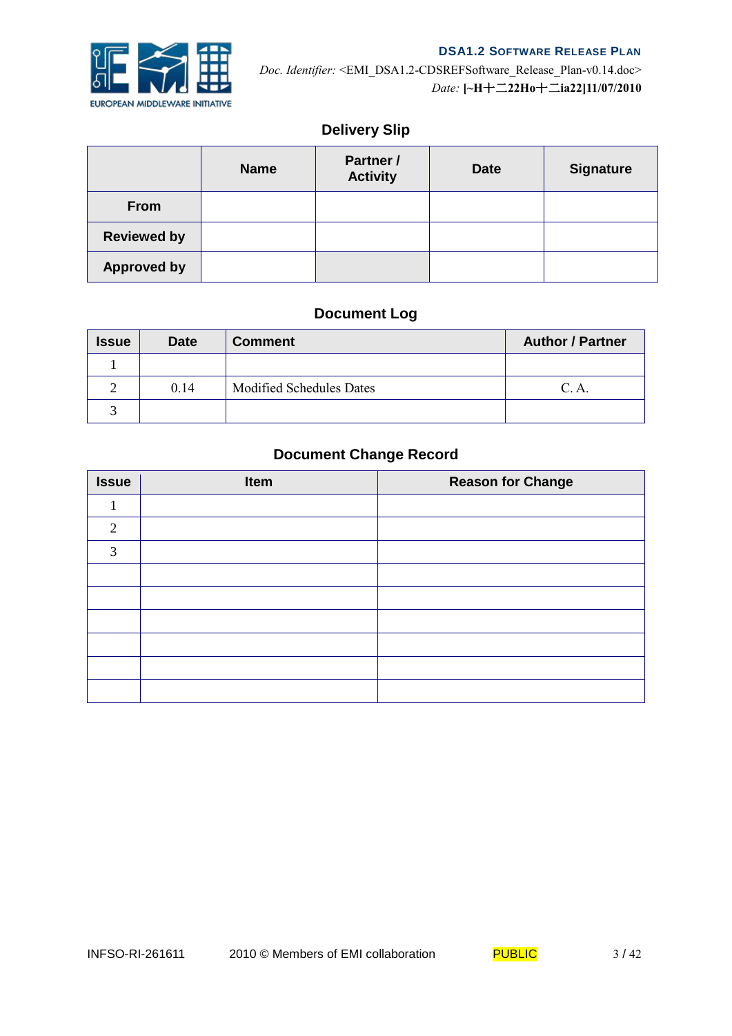## Delivery Slip

| | Name | Partner / Activity | Date | Signature |
|---|---|---|---|---|
| From | | | | |
| Reviewed by | | | | |
| Approved by | | | | |

## Document Log

| Issue | Date | Comment | Author / Partner |
|---|---|---|---|
| 1 | | | |
| 2 | 0.14 | Modified Schedules Dates | C. A. |
| 3 | | | |

## Document Change Record

| Issue | Item | Reason for Change |
|---|---|---|
| 1 | | |
| 2 | | |
| 3 | | |
| | | |
| | | |
| | | |
| | | |
| | | |
| | | |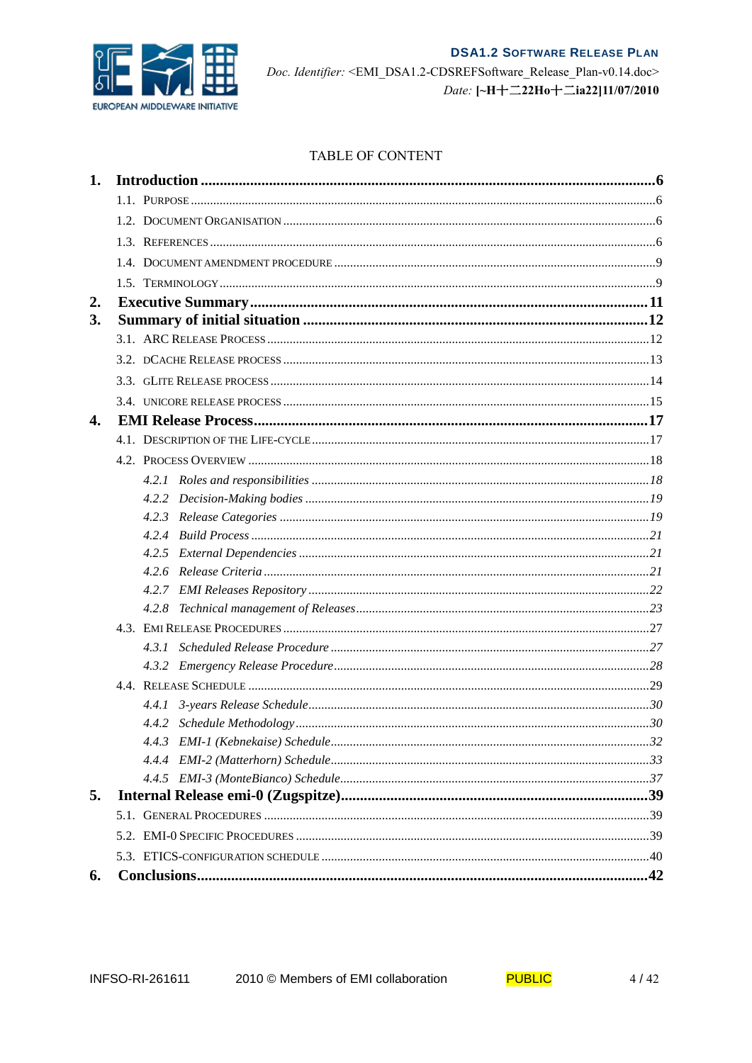TABLE OF CONTENT

1. **Introduction** ........ 6
   - 1.1. Purpose ........ 6
   - 1.2. Document Organisation ........ 6
   - 1.3. References ........ 6
   - 1.4. Document amendment procedure ........ 9
   - 1.5. Terminology ........ 9
2. **Executive Summary** ........ 11
3. **Summary of initial situation** ........ 12
   - 3.1. ARC Release Process ........ 12
   - 3.2. dCache Release process ........ 13
   - 3.3. gLite Release process ........ 14
   - 3.4. UNICORE release process ........ 15
4. **EMI Release Process** ........ 17
   - 4.1. Description of the life-cycle ........ 17
   - 4.2. Process Overview ........ 18
     - *4.2.1 Roles and responsibilities* ........ 18
     - *4.2.2 Decision-Making bodies* ........ 19
     - *4.2.3 Release Categories* ........ 19
     - *4.2.4 Build Process* ........ 21
     - *4.2.5 External Dependencies* ........ 21
     - *4.2.6 Release Criteria* ........ 21
     - *4.2.7 EMI Releases Repository* ........ 22
     - *4.2.8 Technical management of Releases* ........ 23
   - 4.3. EMI Release Procedures ........ 27
     - *4.3.1 Scheduled Release Procedure* ........ 27
     - *4.3.2 Emergency Release Procedure* ........ 28
   - 4.4. Release Schedule ........ 29
     - *4.4.1 3-years Release Schedule* ........ 30
     - *4.4.2 Schedule Methodology* ........ 30
     - *4.4.3 EMI-1 (Kebnekaise) Schedule* ........ 32
     - *4.4.4 EMI-2 (Matterhorn) Schedule* ........ 33
     - *4.4.5 EMI-3 (MonteBianco) Schedule* ........ 37
5. **Internal Release emi-0 (Zugspitze)** ........ 39
   - 5.1. General Procedures ........ 39
   - 5.2. EMI-0 Specific Procedures ........ 39
   - 5.3. ETICS-configuration schedule ........ 40
6. **Conclusions** ........ 42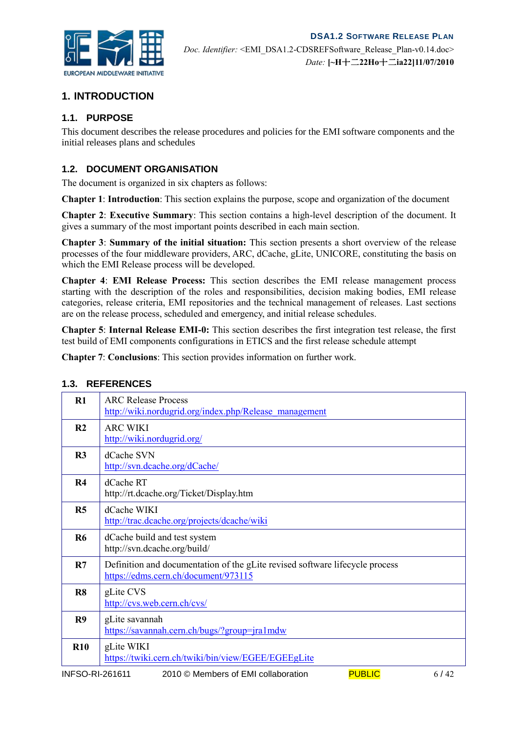# 1. INTRODUCTION

## 1.1. PURPOSE

This document describes the release procedures and policies for the EMI software components and the initial releases plans and schedules

## 1.2. DOCUMENT ORGANISATION

The document is organized in six chapters as follows:

**Chapter 1**: **Introduction**: This section explains the purpose, scope and organization of the document

**Chapter 2**: **Executive Summary**: This section contains a high-level description of the document. It gives a summary of the most important points described in each main section.

**Chapter 3**: **Summary of the initial situation:** This section presents a short overview of the release processes of the four middleware providers, ARC, dCache, gLite, UNICORE, constituting the basis on which the EMI Release process will be developed.

**Chapter 4**: **EMI Release Process:** This section describes the EMI release management process starting with the description of the roles and responsibilities, decision making bodies, EMI release categories, release criteria, EMI repositories and the technical management of releases. Last sections are on the release process, scheduled and emergency, and initial release schedules.

**Chapter 5**: **Internal Release EMI-0:** This section describes the first integration test release, the first test build of EMI components configurations in ETICS and the first release schedule attempt

**Chapter 7**: **Conclusions**: This section provides information on further work.

## 1.3. REFERENCES

| | |
|---|---|
| **R1** | ARC Release Process<br>http://wiki.nordugrid.org/index.php/Release_management |
| **R2** | ARC WIKI<br>http://wiki.nordugrid.org/ |
| **R3** | dCache SVN<br>http://svn.dcache.org/dCache/ |
| **R4** | dCache RT<br>http://rt.dcache.org/Ticket/Display.htm |
| **R5** | dCache WIKI<br>http://trac.dcache.org/projects/dcache/wiki |
| **R6** | dCache build and test system<br>http://svn.dcache.org/build/ |
| **R7** | Definition and documentation of the gLite revised software lifecycle process<br>https://edms.cern.ch/document/973115 |
| **R8** | gLite CVS<br>http://cvs.web.cern.ch/cvs/ |
| **R9** | gLite savannah<br>https://savannah.cern.ch/bugs/?group=jra1mdw |
| **R10** | gLite WIKI<br>https://twiki.cern.ch/twiki/bin/view/EGEE/EGEEgLite |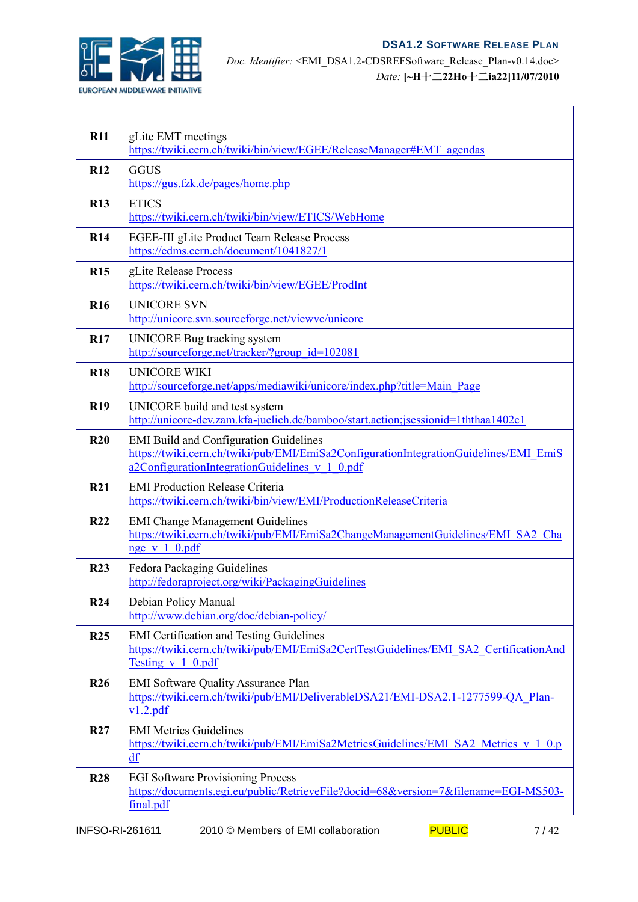| | |
|---|---|
| **R11** | gLite EMT meetings<br>https://twiki.cern.ch/twiki/bin/view/EGEE/ReleaseManager#EMT_agendas |
| **R12** | GGUS<br>https://gus.fzk.de/pages/home.php |
| **R13** | ETICS<br>https://twiki.cern.ch/twiki/bin/view/ETICS/WebHome |
| **R14** | EGEE-III gLite Product Team Release Process<br>https://edms.cern.ch/document/1041827/1 |
| **R15** | gLite Release Process<br>https://twiki.cern.ch/twiki/bin/view/EGEE/ProdInt |
| **R16** | UNICORE SVN<br>http://unicore.svn.sourceforge.net/viewvc/unicore |
| **R17** | UNICORE Bug tracking system<br>http://sourceforge.net/tracker/?group_id=102081 |
| **R18** | UNICORE WIKI<br>http://sourceforge.net/apps/mediawiki/unicore/index.php?title=Main_Page |
| **R19** | UNICORE build and test system<br>http://unicore-dev.zam.kfa-juelich.de/bamboo/start.action;jsessionid=1ththaa1402c1 |
| **R20** | EMI Build and Configuration Guidelines<br>https://twiki.cern.ch/twiki/pub/EMI/EmiSa2ConfigurationIntegrationGuidelines/EMI_EmiSa2ConfigurationIntegrationGuidelines_v_1_0.pdf |
| **R21** | EMI Production Release Criteria<br>https://twiki.cern.ch/twiki/bin/view/EMI/ProductionReleaseCriteria |
| **R22** | EMI Change Management Guidelines<br>https://twiki.cern.ch/twiki/pub/EMI/EmiSa2ChangeManagementGuidelines/EMI_SA2_Change_v_1_0.pdf |
| **R23** | Fedora Packaging Guidelines<br>http://fedoraproject.org/wiki/PackagingGuidelines |
| **R24** | Debian Policy Manual<br>http://www.debian.org/doc/debian-policy/ |
| **R25** | EMI Certification and Testing Guidelines<br>https://twiki.cern.ch/twiki/pub/EMI/EmiSa2CertTestGuidelines/EMI_SA2_CertificationAndTesting_v_1_0.pdf |
| **R26** | EMI Software Quality Assurance Plan<br>https://twiki.cern.ch/twiki/pub/EMI/DeliverableDSA21/EMI-DSA2.1-1277599-QA_Plan-v1.2.pdf |
| **R27** | EMI Metrics Guidelines<br>https://twiki.cern.ch/twiki/pub/EMI/EmiSa2MetricsGuidelines/EMI_SA2_Metrics_v_1_0.pdf |
| **R28** | EGI Software Provisioning Process<br>https://documents.egi.eu/public/RetrieveFile?docid=68&version=7&filename=EGI-MS503-final.pdf |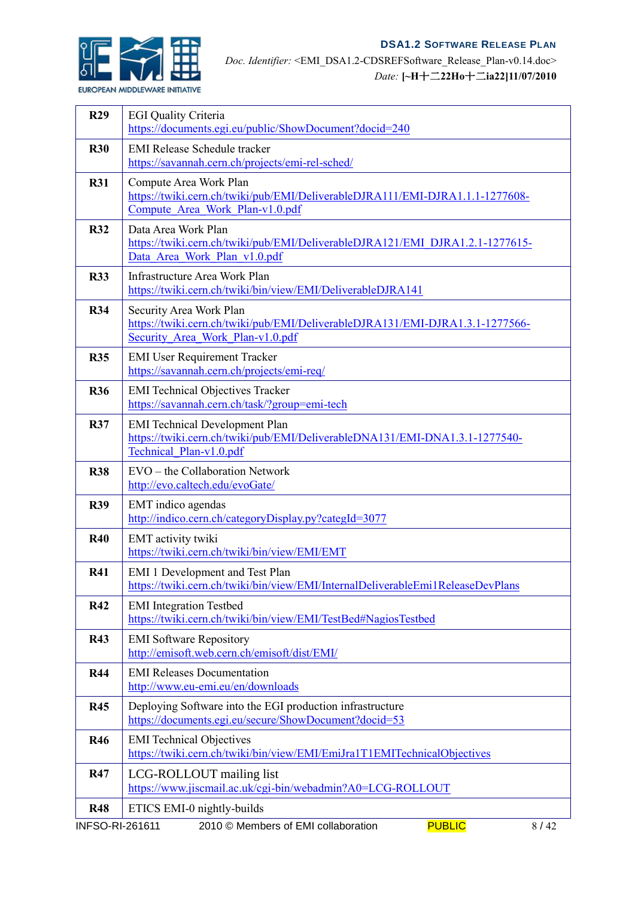| | |
|---|---|
| **R29** | EGI Quality Criteria<br>https://documents.egi.eu/public/ShowDocument?docid=240 |
| **R30** | EMI Release Schedule tracker<br>https://savannah.cern.ch/projects/emi-rel-sched/ |
| **R31** | Compute Area Work Plan<br>https://twiki.cern.ch/twiki/pub/EMI/DeliverableDJRA111/EMI-DJRA1.1.1-1277608-Compute_Area_Work_Plan-v1.0.pdf |
| **R32** | Data Area Work Plan<br>https://twiki.cern.ch/twiki/pub/EMI/DeliverableDJRA121/EMI_DJRA1.2.1-1277615-Data_Area_Work_Plan_v1.0.pdf |
| **R33** | Infrastructure Area Work Plan<br>https://twiki.cern.ch/twiki/bin/view/EMI/DeliverableDJRA141 |
| **R34** | Security Area Work Plan<br>https://twiki.cern.ch/twiki/pub/EMI/DeliverableDJRA131/EMI-DJRA1.3.1-1277566-Security_Area_Work_Plan-v1.0.pdf |
| **R35** | EMI User Requirement Tracker<br>https://savannah.cern.ch/projects/emi-req/ |
| **R36** | EMI Technical Objectives Tracker<br>https://savannah.cern.ch/task/?group=emi-tech |
| **R37** | EMI Technical Development Plan<br>https://twiki.cern.ch/twiki/pub/EMI/DeliverableDNA131/EMI-DNA1.3.1-1277540-Technical_Plan-v1.0.pdf |
| **R38** | EVO – the Collaboration Network<br>http://evo.caltech.edu/evoGate/ |
| **R39** | EMT indico agendas<br>http://indico.cern.ch/categoryDisplay.py?categId=3077 |
| **R40** | EMT activity twiki<br>https://twiki.cern.ch/twiki/bin/view/EMI/EMT |
| **R41** | EMI 1 Development and Test Plan<br>https://twiki.cern.ch/twiki/bin/view/EMI/InternalDeliverableEmi1ReleaseDevPlans |
| **R42** | EMI Integration Testbed<br>https://twiki.cern.ch/twiki/bin/view/EMI/TestBed#NagiosTestbed |
| **R43** | EMI Software Repository<br>http://emisoft.web.cern.ch/emisoft/dist/EMI/ |
| **R44** | EMI Releases Documentation<br>http://www.eu-emi.eu/en/downloads |
| **R45** | Deploying Software into the EGI production infrastructure<br>https://documents.egi.eu/secure/ShowDocument?docid=53 |
| **R46** | EMI Technical Objectives<br>https://twiki.cern.ch/twiki/bin/view/EMI/EmiJra1T1EMITechnicalObjectives |
| **R47** | LCG-ROLLOUT mailing list<br>https://www.jiscmail.ac.uk/cgi-bin/webadmin?A0=LCG-ROLLOUT |
| **R48** | ETICS EMI-0 nightly-builds |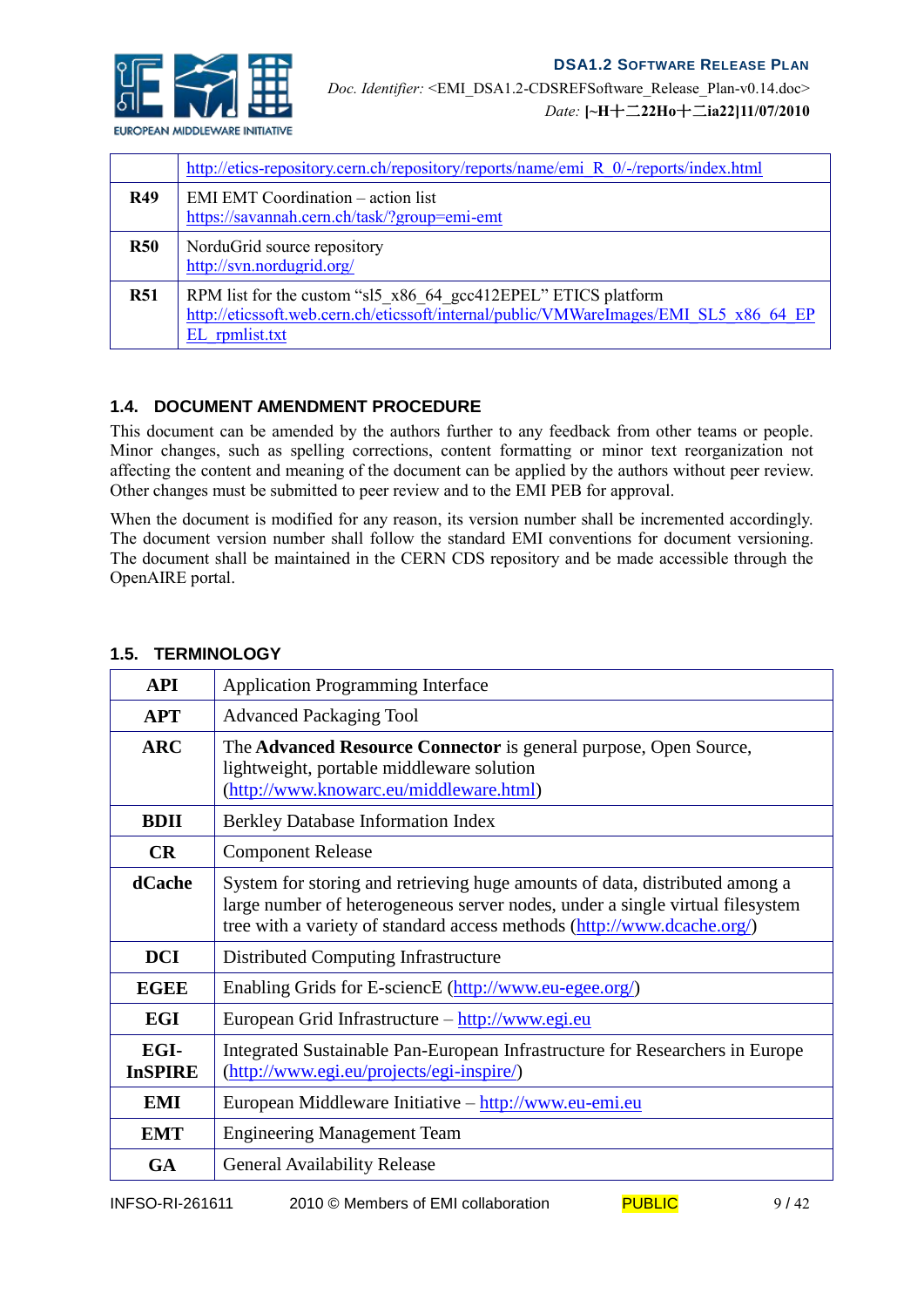| | |
|---|---|
| | http://etics-repository.cern.ch/repository/reports/name/emi_R_0/-/reports/index.html |
| **R49** | EMI EMT Coordination – action list<br>https://savannah.cern.ch/task/?group=emi-emt |
| **R50** | NorduGrid source repository<br>http://svn.nordugrid.org/ |
| **R51** | RPM list for the custom "sl5_x86_64_gcc412EPEL" ETICS platform<br>http://eticssoft.web.cern.ch/eticssoft/internal/public/VMWareImages/EMI_SL5_x86_64_EPEL_rpmlist.txt |

### 1.4. DOCUMENT AMENDMENT PROCEDURE

This document can be amended by the authors further to any feedback from other teams or people. Minor changes, such as spelling corrections, content formatting or minor text reorganization not affecting the content and meaning of the document can be applied by the authors without peer review. Other changes must be submitted to peer review and to the EMI PEB for approval.

When the document is modified for any reason, its version number shall be incremented accordingly. The document version number shall follow the standard EMI conventions for document versioning. The document shall be maintained in the CERN CDS repository and be made accessible through the OpenAIRE portal.

### 1.5. TERMINOLOGY

| | |
|---|---|
| **API** | Application Programming Interface |
| **APT** | Advanced Packaging Tool |
| **ARC** | The **Advanced Resource Connector** is general purpose, Open Source, lightweight, portable middleware solution (http://www.knowarc.eu/middleware.html) |
| **BDII** | Berkley Database Information Index |
| **CR** | Component Release |
| **dCache** | System for storing and retrieving huge amounts of data, distributed among a large number of heterogeneous server nodes, under a single virtual filesystem tree with a variety of standard access methods (http://www.dcache.org/) |
| **DCI** | Distributed Computing Infrastructure |
| **EGEE** | Enabling Grids for E-sciencE (http://www.eu-egee.org/) |
| **EGI** | European Grid Infrastructure – http://www.egi.eu |
| **EGI-InSPIRE** | Integrated Sustainable Pan-European Infrastructure for Researchers in Europe (http://www.egi.eu/projects/egi-inspire/) |
| **EMI** | European Middleware Initiative – http://www.eu-emi.eu |
| **EMT** | Engineering Management Team |
| **GA** | General Availability Release |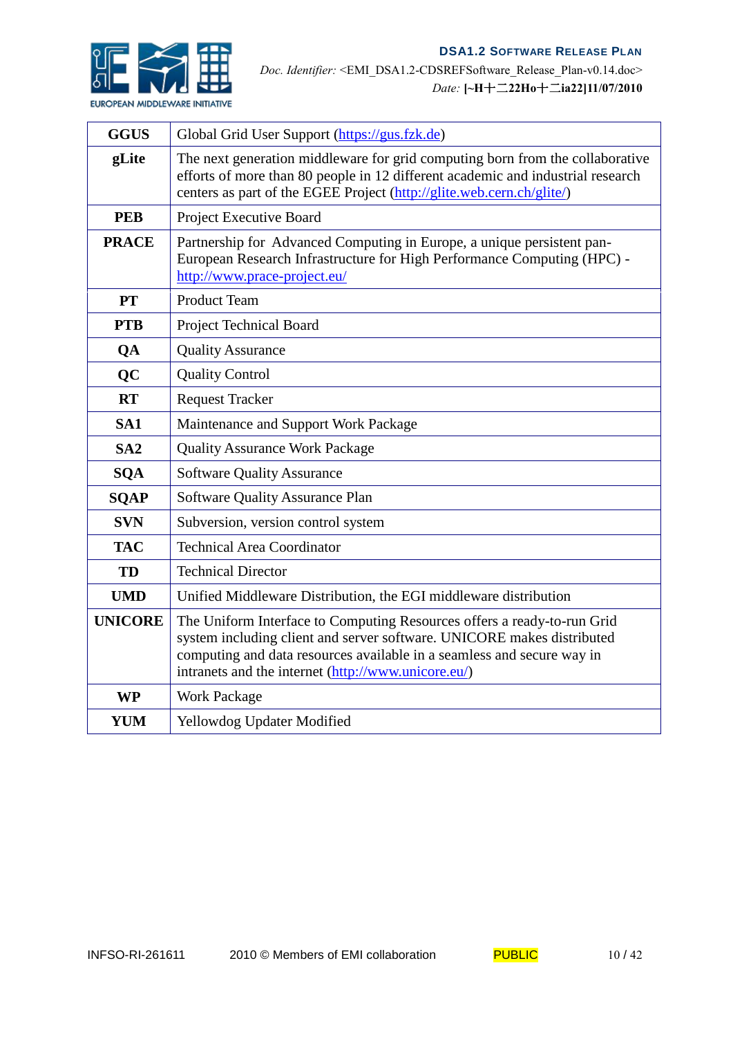| **GGUS** | Global Grid User Support (https://gus.fzk.de) |
|---|---|
| **gLite** | The next generation middleware for grid computing born from the collaborative efforts of more than 80 people in 12 different academic and industrial research centers as part of the EGEE Project (http://glite.web.cern.ch/glite/) |
| **PEB** | Project Executive Board |
| **PRACE** | Partnership for Advanced Computing in Europe, a unique persistent pan-European Research Infrastructure for High Performance Computing (HPC) - http://www.prace-project.eu/ |
| **PT** | Product Team |
| **PTB** | Project Technical Board |
| **QA** | Quality Assurance |
| **QC** | Quality Control |
| **RT** | Request Tracker |
| **SA1** | Maintenance and Support Work Package |
| **SA2** | Quality Assurance Work Package |
| **SQA** | Software Quality Assurance |
| **SQAP** | Software Quality Assurance Plan |
| **SVN** | Subversion, version control system |
| **TAC** | Technical Area Coordinator |
| **TD** | Technical Director |
| **UMD** | Unified Middleware Distribution, the EGI middleware distribution |
| **UNICORE** | The Uniform Interface to Computing Resources offers a ready-to-run Grid system including client and server software. UNICORE makes distributed computing and data resources available in a seamless and secure way in intranets and the internet (http://www.unicore.eu/) |
| **WP** | Work Package |
| **YUM** | Yellowdog Updater Modified |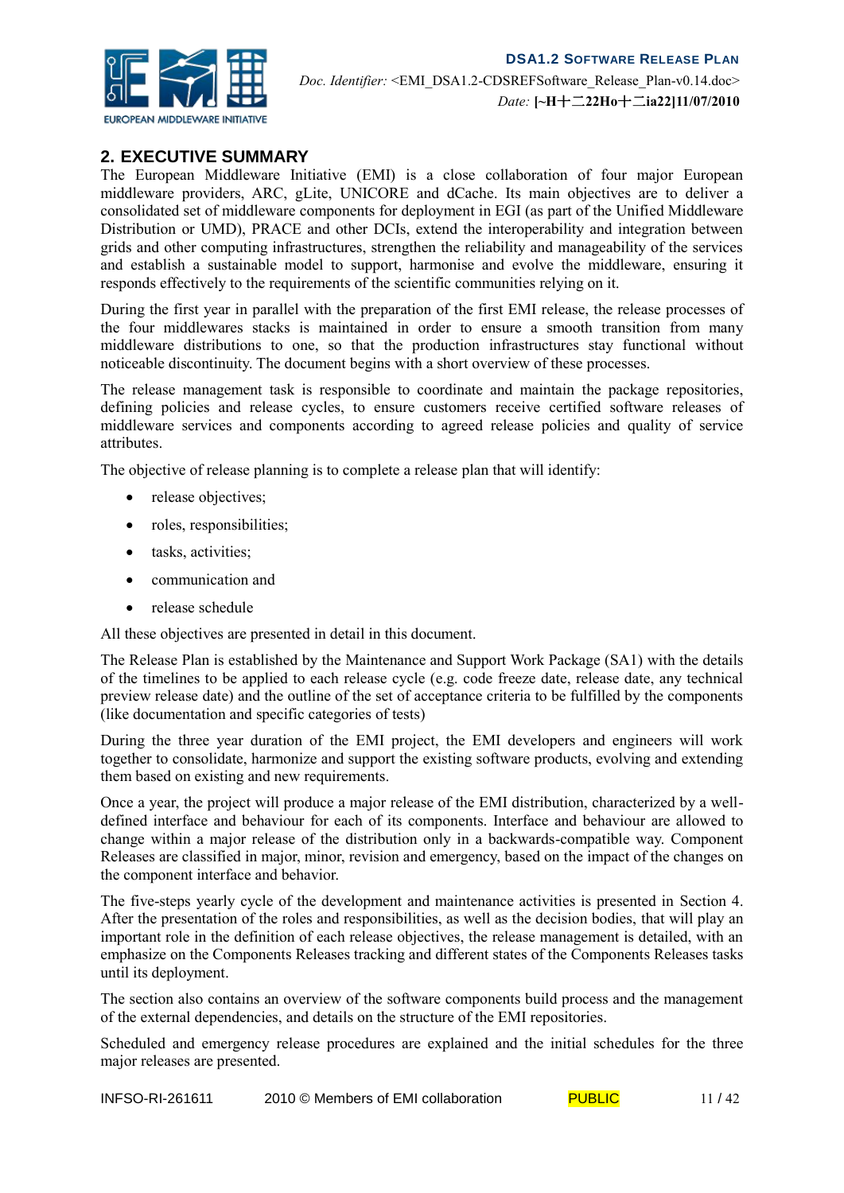## 2. EXECUTIVE SUMMARY

The European Middleware Initiative (EMI) is a close collaboration of four major European middleware providers, ARC, gLite, UNICORE and dCache. Its main objectives are to deliver a consolidated set of middleware components for deployment in EGI (as part of the Unified Middleware Distribution or UMD), PRACE and other DCIs, extend the interoperability and integration between grids and other computing infrastructures, strengthen the reliability and manageability of the services and establish a sustainable model to support, harmonise and evolve the middleware, ensuring it responds effectively to the requirements of the scientific communities relying on it.

During the first year in parallel with the preparation of the first EMI release, the release processes of the four middlewares stacks is maintained in order to ensure a smooth transition from many middleware distributions to one, so that the production infrastructures stay functional without noticeable discontinuity. The document begins with a short overview of these processes.

The release management task is responsible to coordinate and maintain the package repositories, defining policies and release cycles, to ensure customers receive certified software releases of middleware services and components according to agreed release policies and quality of service attributes.

The objective of release planning is to complete a release plan that will identify:

- release objectives;
- roles, responsibilities;
- tasks, activities;
- communication and
- release schedule

All these objectives are presented in detail in this document.

The Release Plan is established by the Maintenance and Support Work Package (SA1) with the details of the timelines to be applied to each release cycle (e.g. code freeze date, release date, any technical preview release date) and the outline of the set of acceptance criteria to be fulfilled by the components (like documentation and specific categories of tests)

During the three year duration of the EMI project, the EMI developers and engineers will work together to consolidate, harmonize and support the existing software products, evolving and extending them based on existing and new requirements.

Once a year, the project will produce a major release of the EMI distribution, characterized by a well-defined interface and behaviour for each of its components. Interface and behaviour are allowed to change within a major release of the distribution only in a backwards-compatible way. Component Releases are classified in major, minor, revision and emergency, based on the impact of the changes on the component interface and behavior.

The five-steps yearly cycle of the development and maintenance activities is presented in Section 4. After the presentation of the roles and responsibilities, as well as the decision bodies, that will play an important role in the definition of each release objectives, the release management is detailed, with an emphasize on the Components Releases tracking and different states of the Components Releases tasks until its deployment.

The section also contains an overview of the software components build process and the management of the external dependencies, and details on the structure of the EMI repositories.

Scheduled and emergency release procedures are explained and the initial schedules for the three major releases are presented.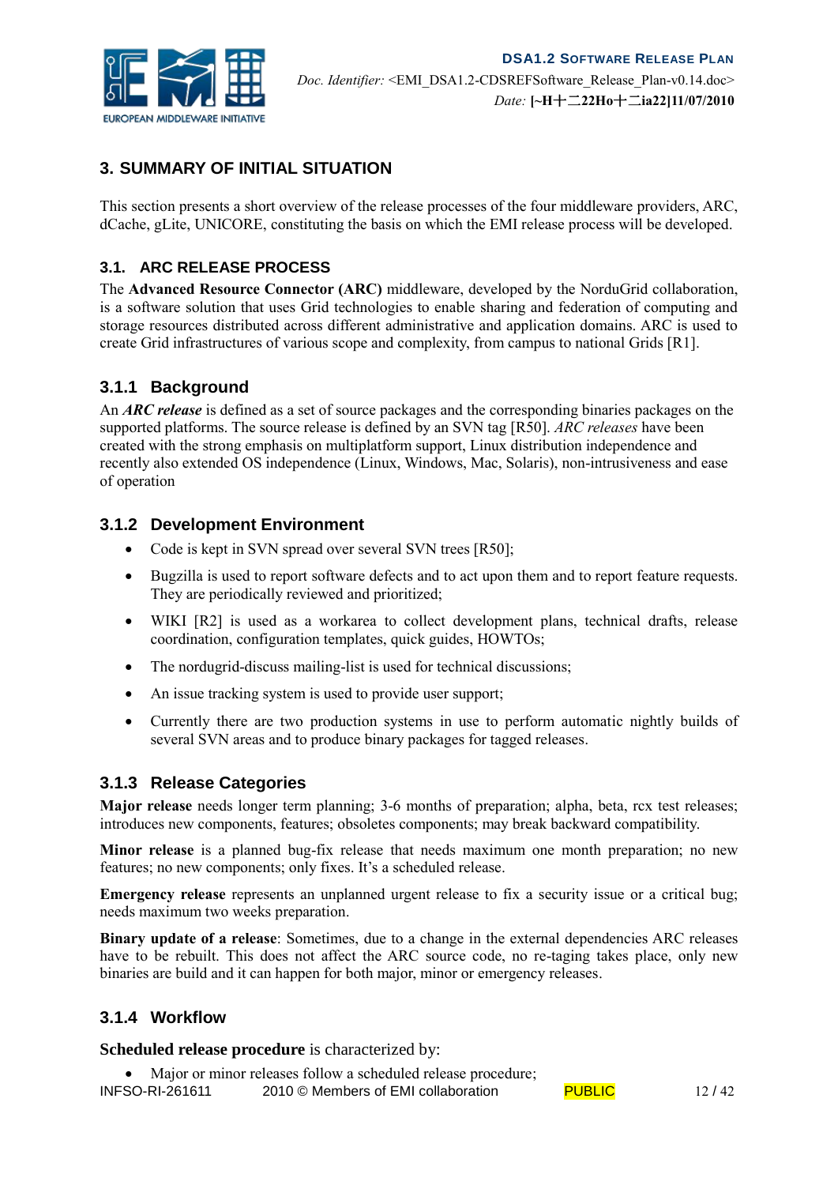# 3. SUMMARY OF INITIAL SITUATION

This section presents a short overview of the release processes of the four middleware providers, ARC, dCache, gLite, UNICORE, constituting the basis on which the EMI release process will be developed.

## 3.1. ARC RELEASE PROCESS

The **Advanced Resource Connector (ARC)** middleware, developed by the NorduGrid collaboration, is a software solution that uses Grid technologies to enable sharing and federation of computing and storage resources distributed across different administrative and application domains. ARC is used to create Grid infrastructures of various scope and complexity, from campus to national Grids [R1].

### 3.1.1 Background

An ***ARC release*** is defined as a set of source packages and the corresponding binaries packages on the supported platforms. The source release is defined by an SVN tag [R50]. *ARC releases* have been created with the strong emphasis on multiplatform support, Linux distribution independence and recently also extended OS independence (Linux, Windows, Mac, Solaris), non-intrusiveness and ease of operation

### 3.1.2 Development Environment

- Code is kept in SVN spread over several SVN trees [R50];
- Bugzilla is used to report software defects and to act upon them and to report feature requests. They are periodically reviewed and prioritized;
- WIKI [R2] is used as a workarea to collect development plans, technical drafts, release coordination, configuration templates, quick guides, HOWTOs;
- The nordugrid-discuss mailing-list is used for technical discussions;
- An issue tracking system is used to provide user support;
- Currently there are two production systems in use to perform automatic nightly builds of several SVN areas and to produce binary packages for tagged releases.

### 3.1.3 Release Categories

**Major release** needs longer term planning; 3-6 months of preparation; alpha, beta, rcx test releases; introduces new components, features; obsoletes components; may break backward compatibility.

**Minor release** is a planned bug-fix release that needs maximum one month preparation; no new features; no new components; only fixes. It's a scheduled release.

**Emergency release** represents an unplanned urgent release to fix a security issue or a critical bug; needs maximum two weeks preparation.

**Binary update of a release**: Sometimes, due to a change in the external dependencies ARC releases have to be rebuilt. This does not affect the ARC source code, no re-taging takes place, only new binaries are build and it can happen for both major, minor or emergency releases.

### 3.1.4 Workflow

**Scheduled release procedure** is characterized by:

- Major or minor releases follow a scheduled release procedure;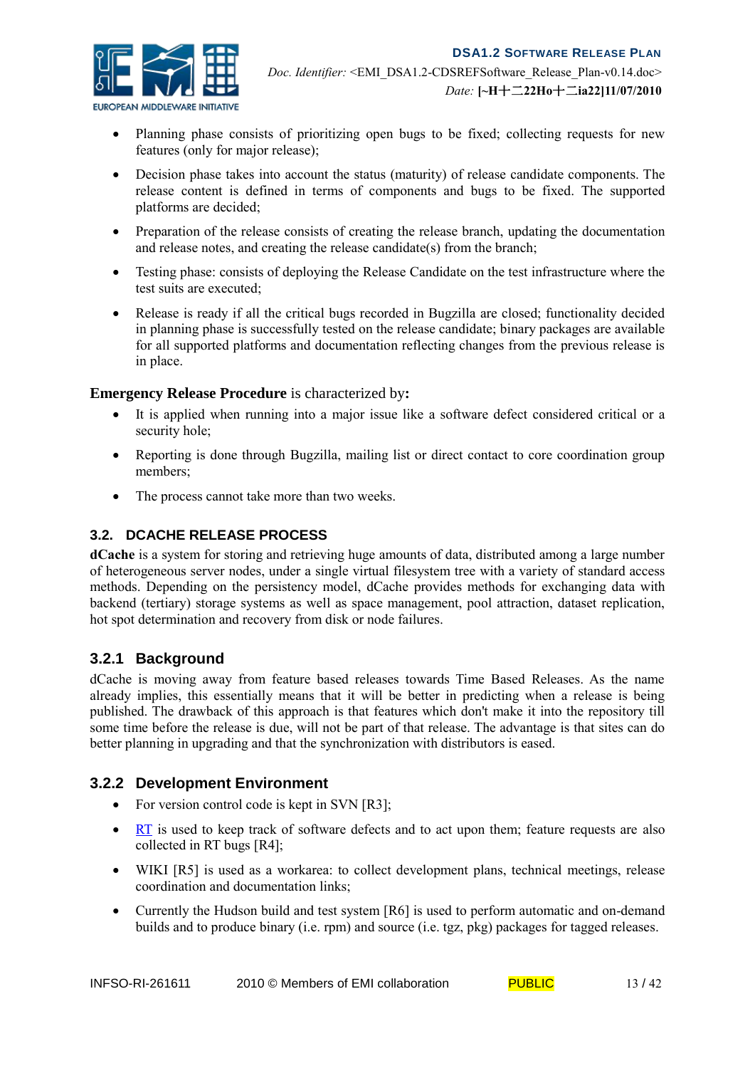- Planning phase consists of prioritizing open bugs to be fixed; collecting requests for new features (only for major release);
- Decision phase takes into account the status (maturity) of release candidate components. The release content is defined in terms of components and bugs to be fixed. The supported platforms are decided;
- Preparation of the release consists of creating the release branch, updating the documentation and release notes, and creating the release candidate(s) from the branch;
- Testing phase: consists of deploying the Release Candidate on the test infrastructure where the test suits are executed;
- Release is ready if all the critical bugs recorded in Bugzilla are closed; functionality decided in planning phase is successfully tested on the release candidate; binary packages are available for all supported platforms and documentation reflecting changes from the previous release is in place.

**Emergency Release Procedure** is characterized by**:**

- It is applied when running into a major issue like a software defect considered critical or a security hole;
- Reporting is done through Bugzilla, mailing list or direct contact to core coordination group members;
- The process cannot take more than two weeks.

## 3.2. DCACHE RELEASE PROCESS

**dCache** is a system for storing and retrieving huge amounts of data, distributed among a large number of heterogeneous server nodes, under a single virtual filesystem tree with a variety of standard access methods. Depending on the persistency model, dCache provides methods for exchanging data with backend (tertiary) storage systems as well as space management, pool attraction, dataset replication, hot spot determination and recovery from disk or node failures.

### 3.2.1 Background

dCache is moving away from feature based releases towards Time Based Releases. As the name already implies, this essentially means that it will be better in predicting when a release is being published. The drawback of this approach is that features which don't make it into the repository till some time before the release is due, will not be part of that release. The advantage is that sites can do better planning in upgrading and that the synchronization with distributors is eased.

### 3.2.2 Development Environment

- For version control code is kept in SVN [R3];
- RT is used to keep track of software defects and to act upon them; feature requests are also collected in RT bugs [R4];
- WIKI [R5] is used as a workarea: to collect development plans, technical meetings, release coordination and documentation links;
- Currently the Hudson build and test system [R6] is used to perform automatic and on-demand builds and to produce binary (i.e. rpm) and source (i.e. tgz, pkg) packages for tagged releases.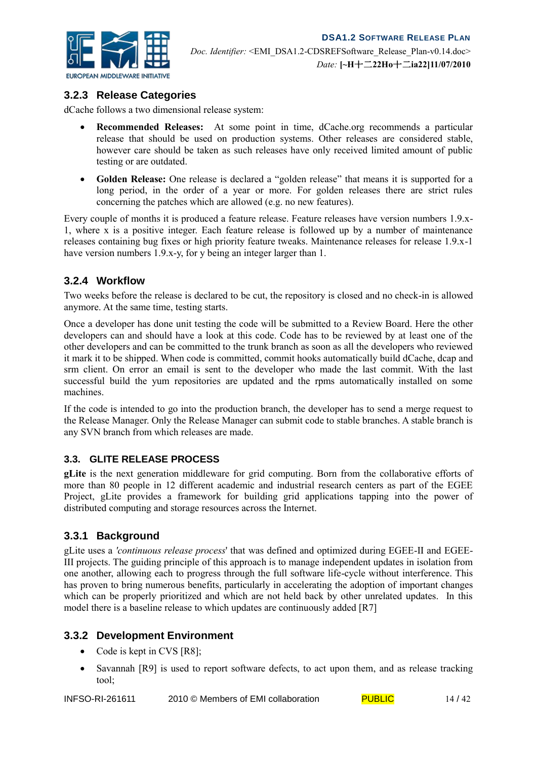### 3.2.3 Release Categories

dCache follows a two dimensional release system:

- **Recommended Releases:** At some point in time, dCache.org recommends a particular release that should be used on production systems. Other releases are considered stable, however care should be taken as such releases have only received limited amount of public testing or are outdated.
- **Golden Release:** One release is declared a "golden release" that means it is supported for a long period, in the order of a year or more. For golden releases there are strict rules concerning the patches which are allowed (e.g. no new features).

Every couple of months it is produced a feature release. Feature releases have version numbers 1.9.x-1, where x is a positive integer. Each feature release is followed up by a number of maintenance releases containing bug fixes or high priority feature tweaks. Maintenance releases for release 1.9.x-1 have version numbers 1.9.x-y, for y being an integer larger than 1.

### 3.2.4 Workflow

Two weeks before the release is declared to be cut, the repository is closed and no check-in is allowed anymore. At the same time, testing starts.

Once a developer has done unit testing the code will be submitted to a Review Board. Here the other developers can and should have a look at this code. Code has to be reviewed by at least one of the other developers and can be committed to the trunk branch as soon as all the developers who reviewed it mark it to be shipped. When code is committed, commit hooks automatically build dCache, dcap and srm client. On error an email is sent to the developer who made the last commit. With the last successful build the yum repositories are updated and the rpms automatically installed on some machines.

If the code is intended to go into the production branch, the developer has to send a merge request to the Release Manager. Only the Release Manager can submit code to stable branches. A stable branch is any SVN branch from which releases are made.

## 3.3. GLITE RELEASE PROCESS

**gLite** is the next generation middleware for grid computing. Born from the collaborative efforts of more than 80 people in 12 different academic and industrial research centers as part of the EGEE Project, gLite provides a framework for building grid applications tapping into the power of distributed computing and storage resources across the Internet.

### 3.3.1 Background

gLite uses a *'continuous release process*' that was defined and optimized during EGEE-II and EGEE-III projects. The guiding principle of this approach is to manage independent updates in isolation from one another, allowing each to progress through the full software life-cycle without interference. This has proven to bring numerous benefits, particularly in accelerating the adoption of important changes which can be properly prioritized and which are not held back by other unrelated updates. In this model there is a baseline release to which updates are continuously added [R7]

### 3.3.2 Development Environment

- Code is kept in CVS [R8];
- Savannah [R9] is used to report software defects, to act upon them, and as release tracking tool;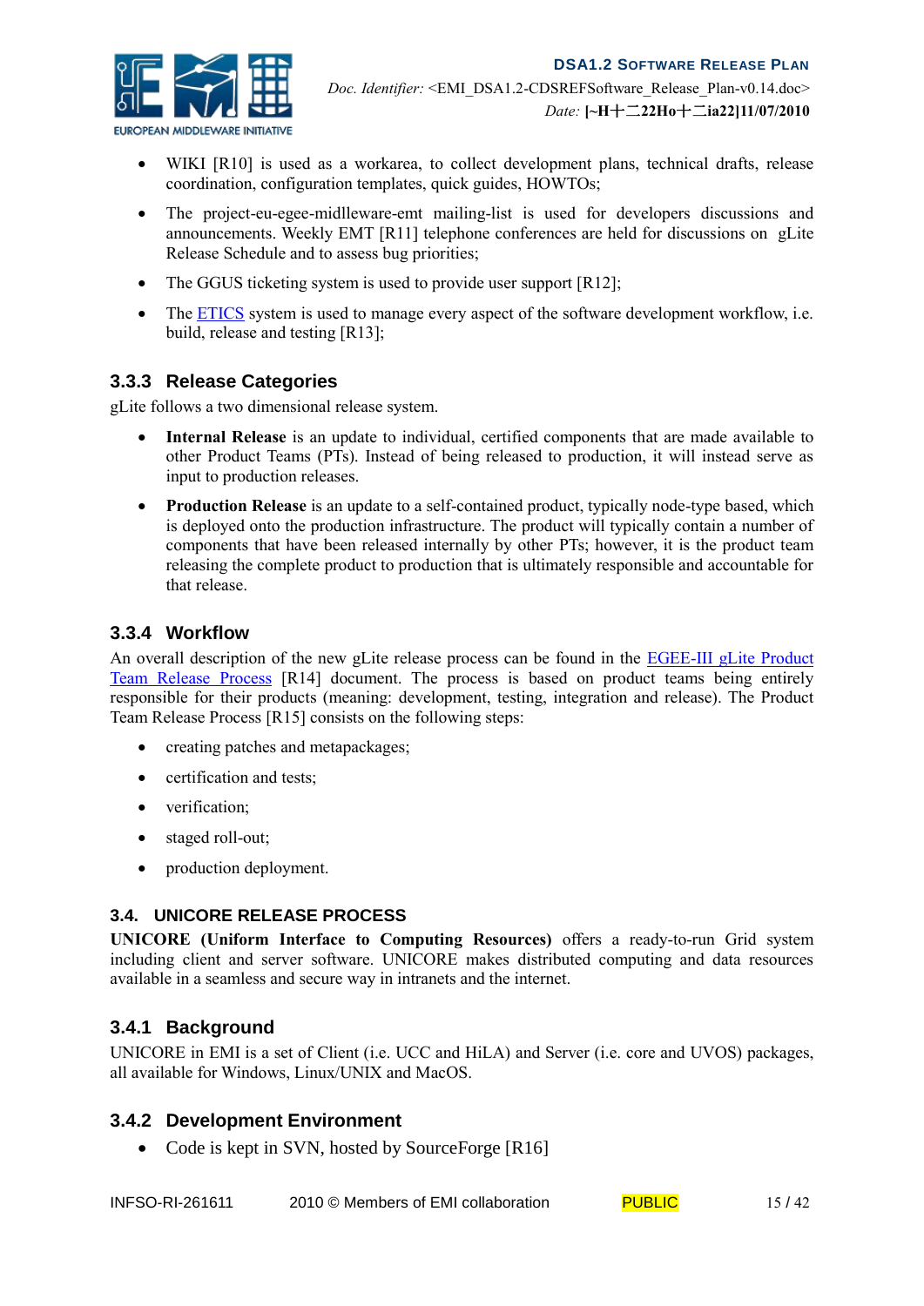- WIKI [R10] is used as a workarea, to collect development plans, technical drafts, release coordination, configuration templates, quick guides, HOWTOs;
- The project-eu-egee-midlleware-emt mailing-list is used for developers discussions and announcements. Weekly EMT [R11] telephone conferences are held for discussions on gLite Release Schedule and to assess bug priorities;
- The GGUS ticketing system is used to provide user support [R12];
- The ETICS system is used to manage every aspect of the software development workflow, i.e. build, release and testing [R13];

### 3.3.3 Release Categories

gLite follows a two dimensional release system.

- **Internal Release** is an update to individual, certified components that are made available to other Product Teams (PTs). Instead of being released to production, it will instead serve as input to production releases.
- **Production Release** is an update to a self-contained product, typically node-type based, which is deployed onto the production infrastructure. The product will typically contain a number of components that have been released internally by other PTs; however, it is the product team releasing the complete product to production that is ultimately responsible and accountable for that release.

### 3.3.4 Workflow

An overall description of the new gLite release process can be found in the EGEE-III gLite Product Team Release Process [R14] document. The process is based on product teams being entirely responsible for their products (meaning: development, testing, integration and release). The Product Team Release Process [R15] consists on the following steps:

- creating patches and metapackages;
- certification and tests;
- verification;
- staged roll-out;
- production deployment.

## 3.4. UNICORE RELEASE PROCESS

**UNICORE (Uniform Interface to Computing Resources)** offers a ready-to-run Grid system including client and server software. UNICORE makes distributed computing and data resources available in a seamless and secure way in intranets and the internet.

### 3.4.1 Background

UNICORE in EMI is a set of Client (i.e. UCC and HiLA) and Server (i.e. core and UVOS) packages, all available for Windows, Linux/UNIX and MacOS.

### 3.4.2 Development Environment

- Code is kept in SVN, hosted by SourceForge [R16]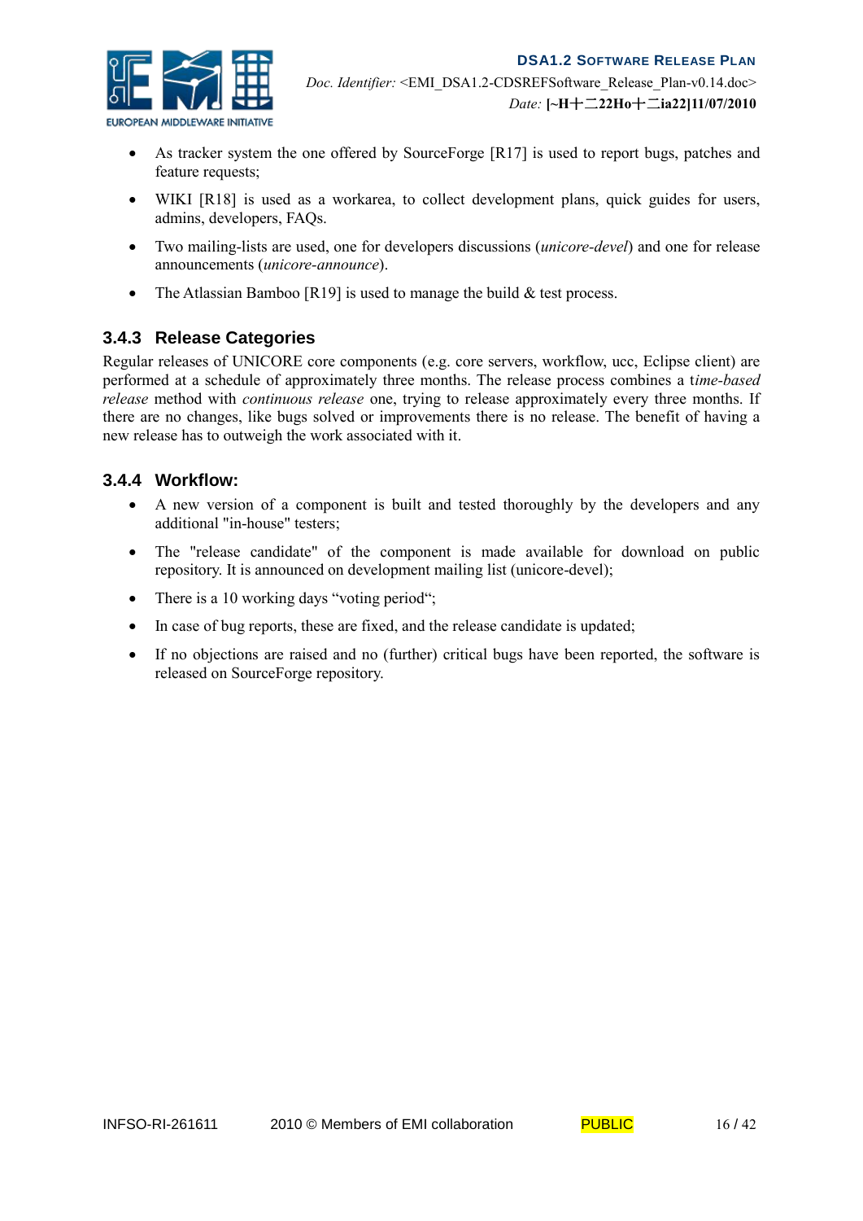- As tracker system the one offered by SourceForge [R17] is used to report bugs, patches and feature requests;
- WIKI [R18] is used as a workarea, to collect development plans, quick guides for users, admins, developers, FAQs.
- Two mailing-lists are used, one for developers discussions (*unicore-devel*) and one for release announcements (*unicore-announce*).
- The Atlassian Bamboo [R19] is used to manage the build & test process.

### 3.4.3 Release Categories

Regular releases of UNICORE core components (e.g. core servers, workflow, ucc, Eclipse client) are performed at a schedule of approximately three months. The release process combines a t*ime-based release* method with *continuous release* one, trying to release approximately every three months. If there are no changes, like bugs solved or improvements there is no release. The benefit of having a new release has to outweigh the work associated with it.

### 3.4.4 Workflow:

- A new version of a component is built and tested thoroughly by the developers and any additional "in-house" testers;
- The "release candidate" of the component is made available for download on public repository. It is announced on development mailing list (unicore-devel);
- There is a 10 working days "voting period";
- In case of bug reports, these are fixed, and the release candidate is updated;
- If no objections are raised and no (further) critical bugs have been reported, the software is released on SourceForge repository.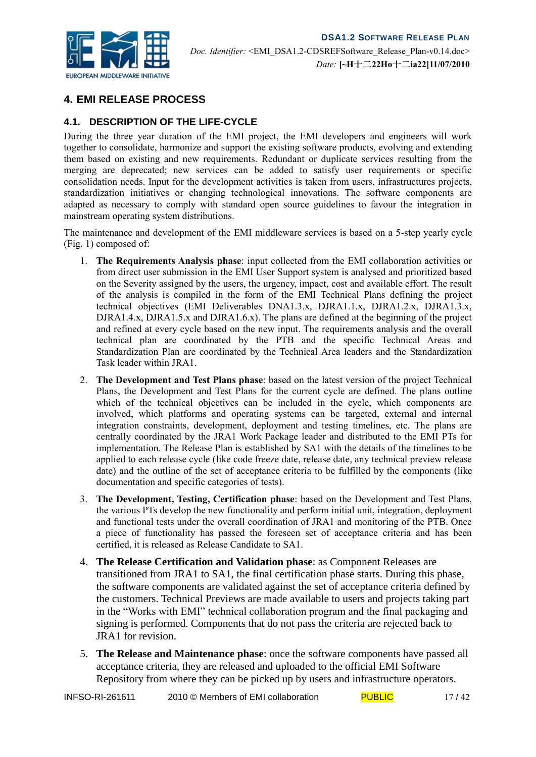## 4. EMI RELEASE PROCESS

### 4.1. DESCRIPTION OF THE LIFE-CYCLE

During the three year duration of the EMI project, the EMI developers and engineers will work together to consolidate, harmonize and support the existing software products, evolving and extending them based on existing and new requirements. Redundant or duplicate services resulting from the merging are deprecated; new services can be added to satisfy user requirements or specific consolidation needs. Input for the development activities is taken from users, infrastructures projects, standardization initiatives or changing technological innovations. The software components are adapted as necessary to comply with standard open source guidelines to favour the integration in mainstream operating system distributions.

The maintenance and development of the EMI middleware services is based on a 5-step yearly cycle (Fig. 1) composed of:

1. **The Requirements Analysis phase**: input collected from the EMI collaboration activities or from direct user submission in the EMI User Support system is analysed and prioritized based on the Severity assigned by the users, the urgency, impact, cost and available effort. The result of the analysis is compiled in the form of the EMI Technical Plans defining the project technical objectives (EMI Deliverables DNA1.3.x, DJRA1.1.x, DJRA1.2.x, DJRA1.3.x, DJRA1.4.x, DJRA1.5.x and DJRA1.6.x). The plans are defined at the beginning of the project and refined at every cycle based on the new input. The requirements analysis and the overall technical plan are coordinated by the PTB and the specific Technical Areas and Standardization Plan are coordinated by the Technical Area leaders and the Standardization Task leader within JRA1.

2. **The Development and Test Plans phase**: based on the latest version of the project Technical Plans, the Development and Test Plans for the current cycle are defined. The plans outline which of the technical objectives can be included in the cycle, which components are involved, which platforms and operating systems can be targeted, external and internal integration constraints, development, deployment and testing timelines, etc. The plans are centrally coordinated by the JRA1 Work Package leader and distributed to the EMI PTs for implementation. The Release Plan is established by SA1 with the details of the timelines to be applied to each release cycle (like code freeze date, release date, any technical preview release date) and the outline of the set of acceptance criteria to be fulfilled by the components (like documentation and specific categories of tests).

3. **The Development, Testing, Certification phase**: based on the Development and Test Plans, the various PTs develop the new functionality and perform initial unit, integration, deployment and functional tests under the overall coordination of JRA1 and monitoring of the PTB. Once a piece of functionality has passed the foreseen set of acceptance criteria and has been certified, it is released as Release Candidate to SA1.

4. **The Release Certification and Validation phase**: as Component Releases are transitioned from JRA1 to SA1, the final certification phase starts. During this phase, the software components are validated against the set of acceptance criteria defined by the customers. Technical Previews are made available to users and projects taking part in the "Works with EMI" technical collaboration program and the final packaging and signing is performed. Components that do not pass the criteria are rejected back to JRA1 for revision.

5. **The Release and Maintenance phase**: once the software components have passed all acceptance criteria, they are released and uploaded to the official EMI Software Repository from where they can be picked up by users and infrastructure operators.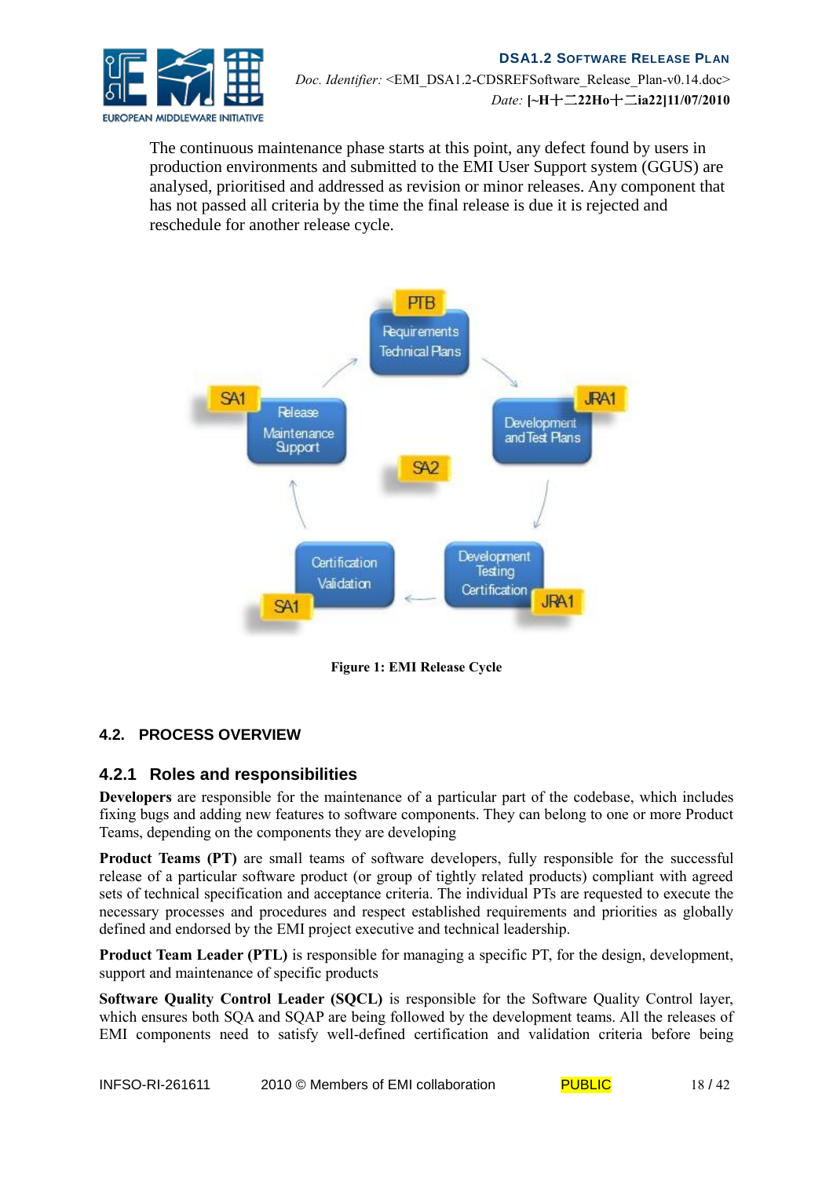The continuous maintenance phase starts at this point, any defect found by users in production environments and submitted to the EMI User Support system (GGUS) are analysed, prioritised and addressed as revision or minor releases. Any component that has not passed all criteria by the time the final release is due it is rejected and reschedule for another release cycle.

**Figure 1: EMI Release Cycle**

## 4.2. PROCESS OVERVIEW

### 4.2.1 Roles and responsibilities

**Developers** are responsible for the maintenance of a particular part of the codebase, which includes fixing bugs and adding new features to software components. They can belong to one or more Product Teams, depending on the components they are developing

**Product Teams (PT)** are small teams of software developers, fully responsible for the successful release of a particular software product (or group of tightly related products) compliant with agreed sets of technical specification and acceptance criteria. The individual PTs are requested to execute the necessary processes and procedures and respect established requirements and priorities as globally defined and endorsed by the EMI project executive and technical leadership.

**Product Team Leader (PTL)** is responsible for managing a specific PT, for the design, development, support and maintenance of specific products

**Software Quality Control Leader (SQCL)** is responsible for the Software Quality Control layer, which ensures both SQA and SQAP are being followed by the development teams. All the releases of EMI components need to satisfy well-defined certification and validation criteria before being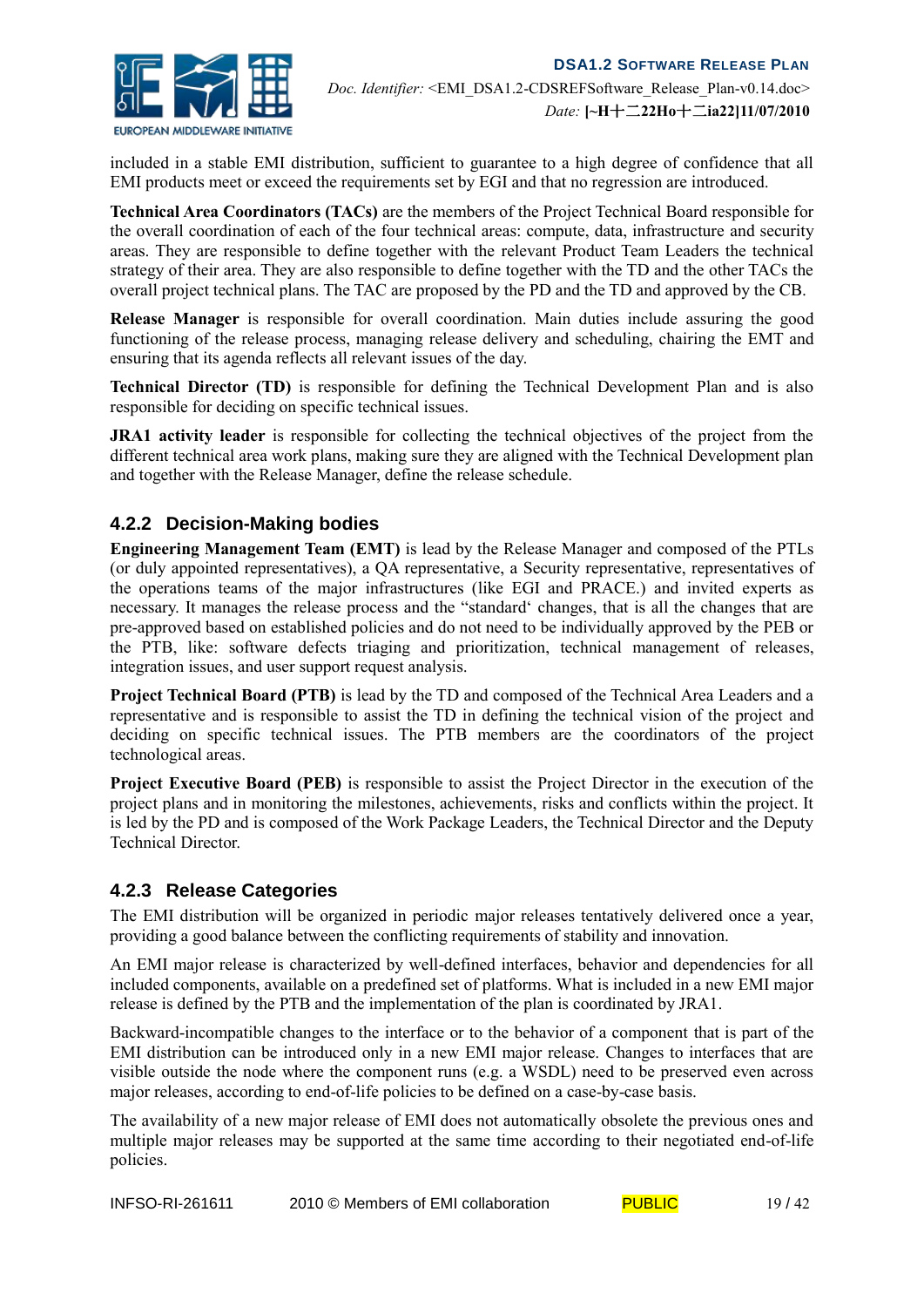included in a stable EMI distribution, sufficient to guarantee to a high degree of confidence that all EMI products meet or exceed the requirements set by EGI and that no regression are introduced.

**Technical Area Coordinators (TACs)** are the members of the Project Technical Board responsible for the overall coordination of each of the four technical areas: compute, data, infrastructure and security areas. They are responsible to define together with the relevant Product Team Leaders the technical strategy of their area. They are also responsible to define together with the TD and the other TACs the overall project technical plans. The TAC are proposed by the PD and the TD and approved by the CB.

**Release Manager** is responsible for overall coordination. Main duties include assuring the good functioning of the release process, managing release delivery and scheduling, chairing the EMT and ensuring that its agenda reflects all relevant issues of the day.

**Technical Director (TD)** is responsible for defining the Technical Development Plan and is also responsible for deciding on specific technical issues.

**JRA1 activity leader** is responsible for collecting the technical objectives of the project from the different technical area work plans, making sure they are aligned with the Technical Development plan and together with the Release Manager, define the release schedule.

### 4.2.2 Decision-Making bodies

**Engineering Management Team (EMT)** is lead by the Release Manager and composed of the PTLs (or duly appointed representatives), a QA representative, a Security representative, representatives of the operations teams of the major infrastructures (like EGI and PRACE.) and invited experts as necessary. It manages the release process and the "standard' changes, that is all the changes that are pre-approved based on established policies and do not need to be individually approved by the PEB or the PTB, like: software defects triaging and prioritization, technical management of releases, integration issues, and user support request analysis.

**Project Technical Board (PTB)** is lead by the TD and composed of the Technical Area Leaders and a representative and is responsible to assist the TD in defining the technical vision of the project and deciding on specific technical issues. The PTB members are the coordinators of the project technological areas.

**Project Executive Board (PEB)** is responsible to assist the Project Director in the execution of the project plans and in monitoring the milestones, achievements, risks and conflicts within the project. It is led by the PD and is composed of the Work Package Leaders, the Technical Director and the Deputy Technical Director.

### 4.2.3 Release Categories

The EMI distribution will be organized in periodic major releases tentatively delivered once a year, providing a good balance between the conflicting requirements of stability and innovation.

An EMI major release is characterized by well-defined interfaces, behavior and dependencies for all included components, available on a predefined set of platforms. What is included in a new EMI major release is defined by the PTB and the implementation of the plan is coordinated by JRA1.

Backward-incompatible changes to the interface or to the behavior of a component that is part of the EMI distribution can be introduced only in a new EMI major release. Changes to interfaces that are visible outside the node where the component runs (e.g. a WSDL) need to be preserved even across major releases, according to end-of-life policies to be defined on a case-by-case basis.

The availability of a new major release of EMI does not automatically obsolete the previous ones and multiple major releases may be supported at the same time according to their negotiated end-of-life policies.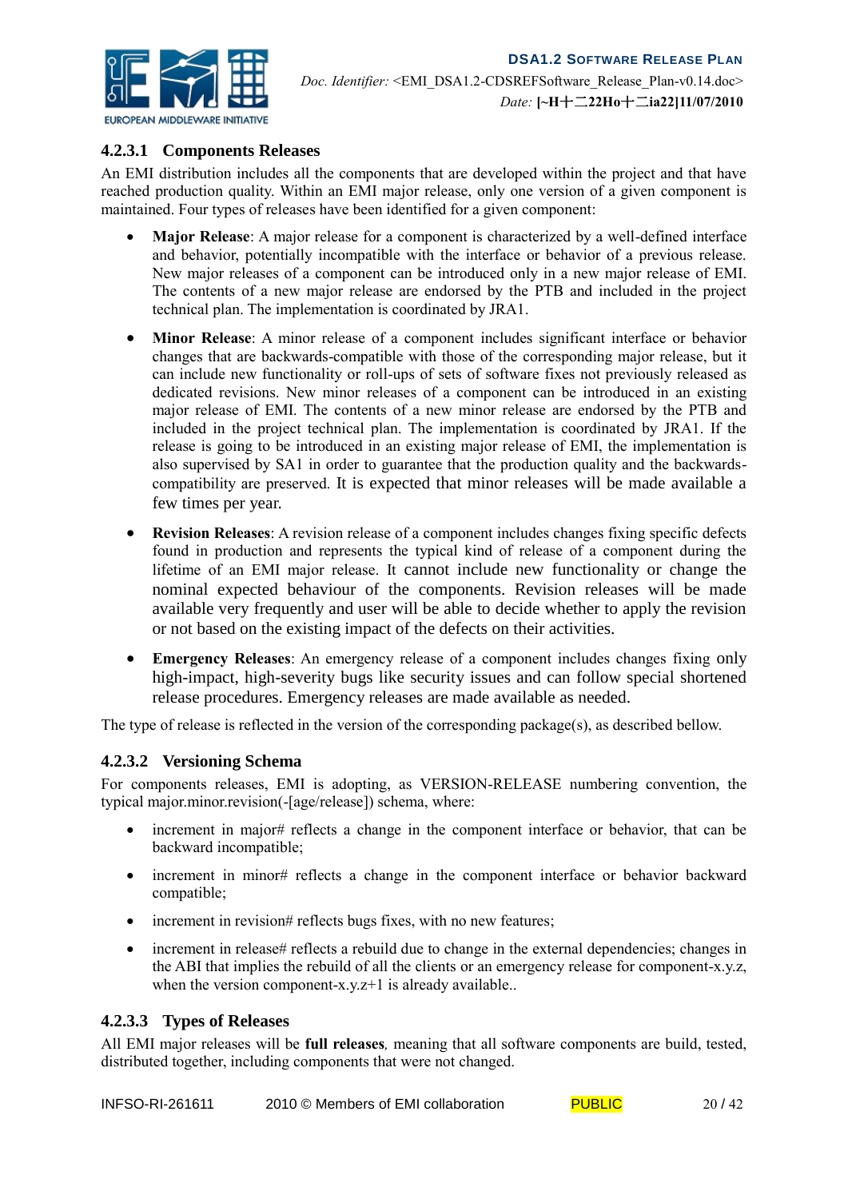#### 4.2.3.1 Components Releases

An EMI distribution includes all the components that are developed within the project and that have reached production quality. Within an EMI major release, only one version of a given component is maintained. Four types of releases have been identified for a given component:

- **Major Release**: A major release for a component is characterized by a well-defined interface and behavior, potentially incompatible with the interface or behavior of a previous release. New major releases of a component can be introduced only in a new major release of EMI. The contents of a new major release are endorsed by the PTB and included in the project technical plan. The implementation is coordinated by JRA1.
- **Minor Release**: A minor release of a component includes significant interface or behavior changes that are backwards-compatible with those of the corresponding major release, but it can include new functionality or roll-ups of sets of software fixes not previously released as dedicated revisions. New minor releases of a component can be introduced in an existing major release of EMI. The contents of a new minor release are endorsed by the PTB and included in the project technical plan. The implementation is coordinated by JRA1. If the release is going to be introduced in an existing major release of EMI, the implementation is also supervised by SA1 in order to guarantee that the production quality and the backwards-compatibility are preserved. It is expected that minor releases will be made available a few times per year.
- **Revision Releases**: A revision release of a component includes changes fixing specific defects found in production and represents the typical kind of release of a component during the lifetime of an EMI major release. It cannot include new functionality or change the nominal expected behaviour of the components. Revision releases will be made available very frequently and user will be able to decide whether to apply the revision or not based on the existing impact of the defects on their activities.
- **Emergency Releases**: An emergency release of a component includes changes fixing only high-impact, high-severity bugs like security issues and can follow special shortened release procedures. Emergency releases are made available as needed.

The type of release is reflected in the version of the corresponding package(s), as described bellow.

#### 4.2.3.2 Versioning Schema

For components releases, EMI is adopting, as VERSION-RELEASE numbering convention, the typical major.minor.revision(-[age/release]) schema, where:

- increment in major# reflects a change in the component interface or behavior, that can be backward incompatible;
- increment in minor# reflects a change in the component interface or behavior backward compatible;
- increment in revision# reflects bugs fixes, with no new features;
- increment in release# reflects a rebuild due to change in the external dependencies; changes in the ABI that implies the rebuild of all the clients or an emergency release for component-x.y.z, when the version component-x.y.z+1 is already available..

#### 4.2.3.3 Types of Releases

All EMI major releases will be **full releases**, meaning that all software components are build, tested, distributed together, including components that were not changed.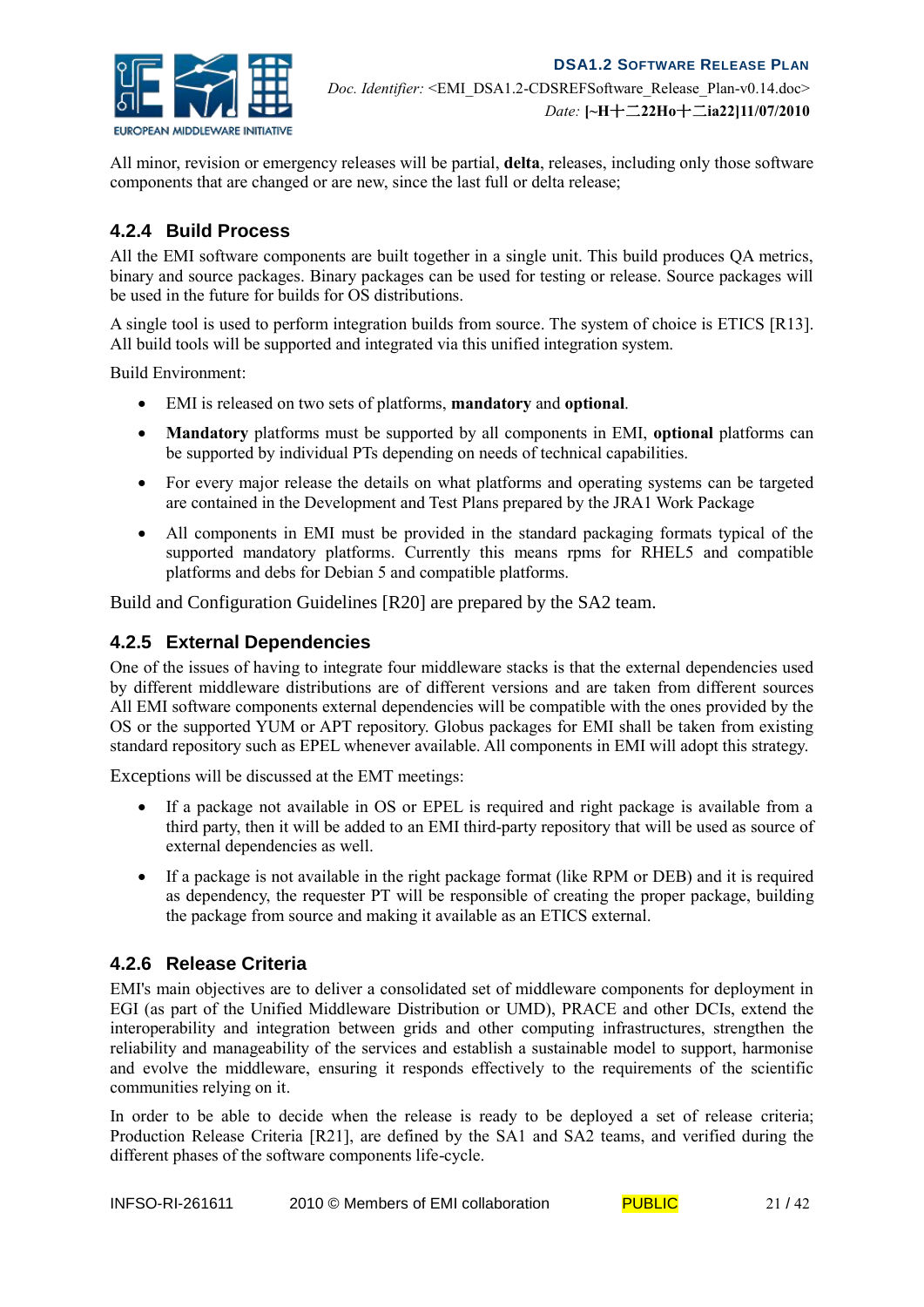All minor, revision or emergency releases will be partial, **delta**, releases, including only those software components that are changed or are new, since the last full or delta release;

### 4.2.4 Build Process

All the EMI software components are built together in a single unit. This build produces QA metrics, binary and source packages. Binary packages can be used for testing or release. Source packages will be used in the future for builds for OS distributions.

A single tool is used to perform integration builds from source. The system of choice is ETICS [R13]. All build tools will be supported and integrated via this unified integration system.

Build Environment:

- EMI is released on two sets of platforms, **mandatory** and **optional**.
- **Mandatory** platforms must be supported by all components in EMI, **optional** platforms can be supported by individual PTs depending on needs of technical capabilities.
- For every major release the details on what platforms and operating systems can be targeted are contained in the Development and Test Plans prepared by the JRA1 Work Package
- All components in EMI must be provided in the standard packaging formats typical of the supported mandatory platforms. Currently this means rpms for RHEL5 and compatible platforms and debs for Debian 5 and compatible platforms.

Build and Configuration Guidelines [R20] are prepared by the SA2 team.

### 4.2.5 External Dependencies

One of the issues of having to integrate four middleware stacks is that the external dependencies used by different middleware distributions are of different versions and are taken from different sources All EMI software components external dependencies will be compatible with the ones provided by the OS or the supported YUM or APT repository. Globus packages for EMI shall be taken from existing standard repository such as EPEL whenever available. All components in EMI will adopt this strategy.

Exceptions will be discussed at the EMT meetings:

- If a package not available in OS or EPEL is required and right package is available from a third party, then it will be added to an EMI third-party repository that will be used as source of external dependencies as well.
- If a package is not available in the right package format (like RPM or DEB) and it is required as dependency, the requester PT will be responsible of creating the proper package, building the package from source and making it available as an ETICS external.

### 4.2.6 Release Criteria

EMI's main objectives are to deliver a consolidated set of middleware components for deployment in EGI (as part of the Unified Middleware Distribution or UMD), PRACE and other DCIs, extend the interoperability and integration between grids and other computing infrastructures, strengthen the reliability and manageability of the services and establish a sustainable model to support, harmonise and evolve the middleware, ensuring it responds effectively to the requirements of the scientific communities relying on it.

In order to be able to decide when the release is ready to be deployed a set of release criteria; Production Release Criteria [R21], are defined by the SA1 and SA2 teams, and verified during the different phases of the software components life-cycle.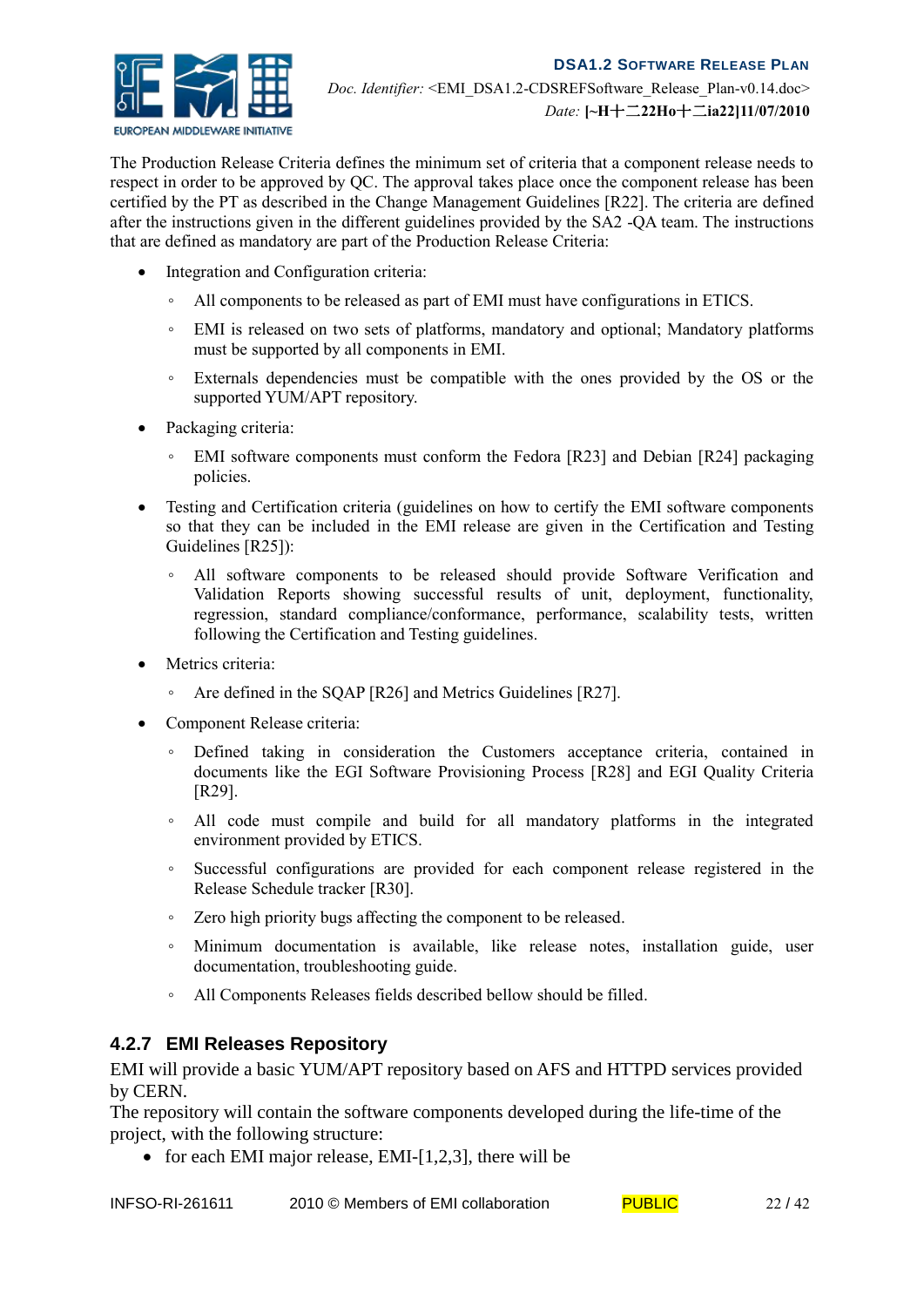The Production Release Criteria defines the minimum set of criteria that a component release needs to respect in order to be approved by QC. The approval takes place once the component release has been certified by the PT as described in the Change Management Guidelines [R22]. The criteria are defined after the instructions given in the different guidelines provided by the SA2 -QA team. The instructions that are defined as mandatory are part of the Production Release Criteria:

- Integration and Configuration criteria:
  - All components to be released as part of EMI must have configurations in ETICS.
  - EMI is released on two sets of platforms, mandatory and optional; Mandatory platforms must be supported by all components in EMI.
  - Externals dependencies must be compatible with the ones provided by the OS or the supported YUM/APT repository.
- Packaging criteria:
  - EMI software components must conform the Fedora [R23] and Debian [R24] packaging policies.
- Testing and Certification criteria (guidelines on how to certify the EMI software components so that they can be included in the EMI release are given in the Certification and Testing Guidelines [R25]):
  - All software components to be released should provide Software Verification and Validation Reports showing successful results of unit, deployment, functionality, regression, standard compliance/conformance, performance, scalability tests, written following the Certification and Testing guidelines.
- Metrics criteria:
  - Are defined in the SQAP [R26] and Metrics Guidelines [R27].
- Component Release criteria:
  - Defined taking in consideration the Customers acceptance criteria, contained in documents like the EGI Software Provisioning Process [R28] and EGI Quality Criteria [R29].
  - All code must compile and build for all mandatory platforms in the integrated environment provided by ETICS.
  - Successful configurations are provided for each component release registered in the Release Schedule tracker [R30].
  - Zero high priority bugs affecting the component to be released.
  - Minimum documentation is available, like release notes, installation guide, user documentation, troubleshooting guide.
  - All Components Releases fields described bellow should be filled.

### 4.2.7 EMI Releases Repository

EMI will provide a basic YUM/APT repository based on AFS and HTTPD services provided by CERN.

The repository will contain the software components developed during the life-time of the project, with the following structure:

- for each EMI major release, EMI-[1,2,3], there will be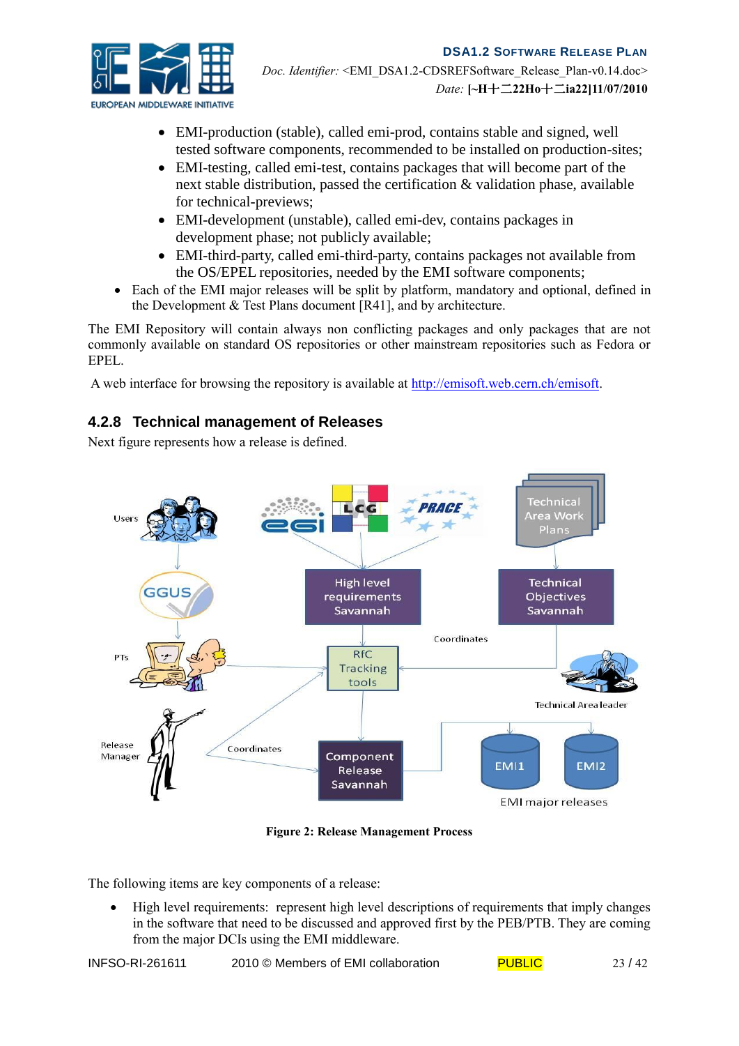- EMI-production (stable), called emi-prod, contains stable and signed, well tested software components, recommended to be installed on production-sites;
- EMI-testing, called emi-test, contains packages that will become part of the next stable distribution, passed the certification & validation phase, available for technical-previews;
- EMI-development (unstable), called emi-dev, contains packages in development phase; not publicly available;
- EMI-third-party, called emi-third-party, contains packages not available from the OS/EPEL repositories, needed by the EMI software components;

- Each of the EMI major releases will be split by platform, mandatory and optional, defined in the Development & Test Plans document [R41], and by architecture.

The EMI Repository will contain always non conflicting packages and only packages that are not commonly available on standard OS repositories or other mainstream repositories such as Fedora or EPEL.

A web interface for browsing the repository is available at http://emisoft.web.cern.ch/emisoft.

### 4.2.8 Technical management of Releases

Next figure represents how a release is defined.

Figure 2: Release Management Process

The following items are key components of a release:

- High level requirements: represent high level descriptions of requirements that imply changes in the software that need to be discussed and approved first by the PEB/PTB. They are coming from the major DCIs using the EMI middleware.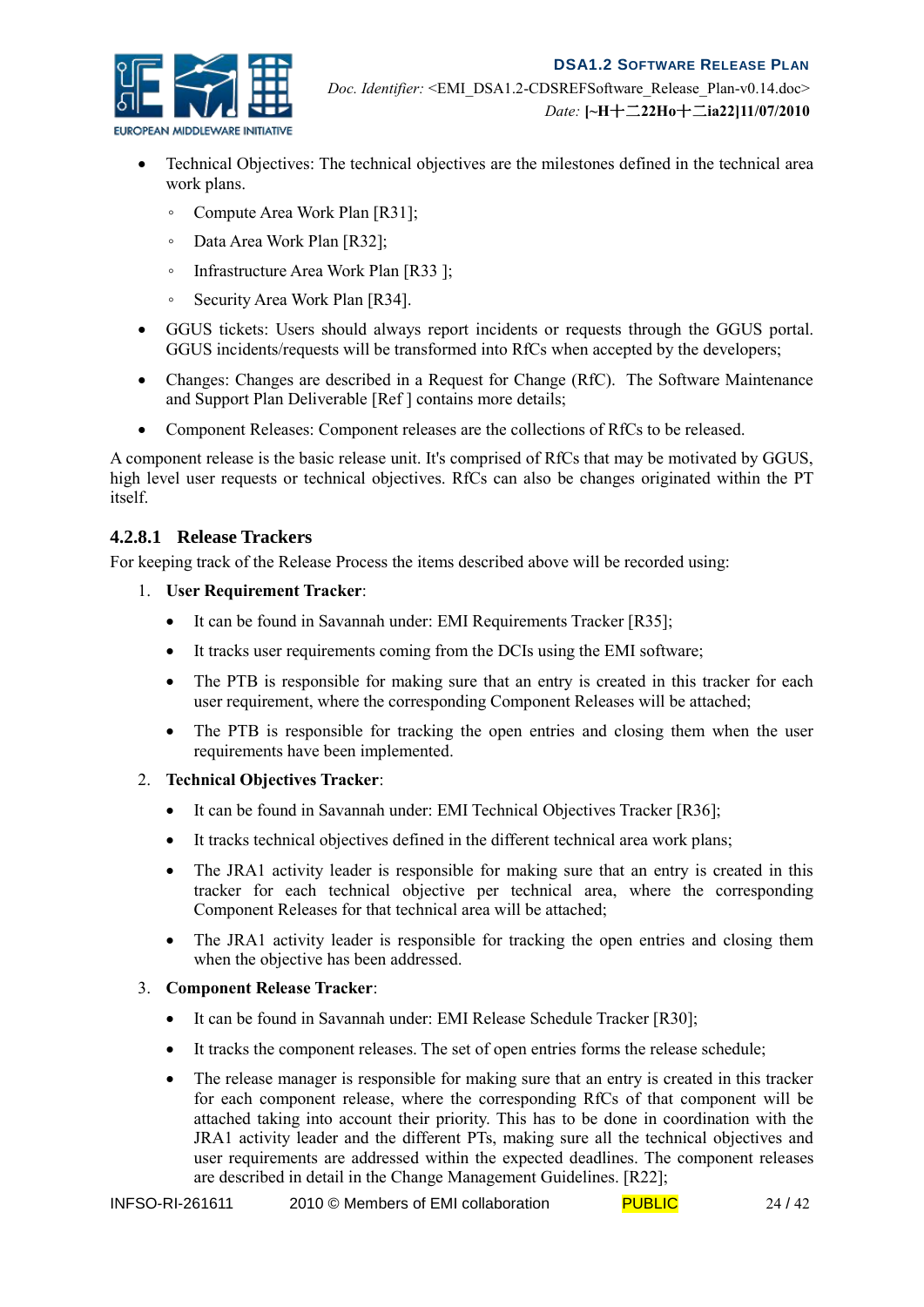- Technical Objectives: The technical objectives are the milestones defined in the technical area work plans.
  - Compute Area Work Plan [R31];
  - Data Area Work Plan [R32];
  - Infrastructure Area Work Plan [R33 ];
  - Security Area Work Plan [R34].
- GGUS tickets: Users should always report incidents or requests through the GGUS portal. GGUS incidents/requests will be transformed into RfCs when accepted by the developers;
- Changes: Changes are described in a Request for Change (RfC). The Software Maintenance and Support Plan Deliverable [Ref ] contains more details;
- Component Releases: Component releases are the collections of RfCs to be released.

A component release is the basic release unit. It's comprised of RfCs that may be motivated by GGUS, high level user requests or technical objectives. RfCs can also be changes originated within the PT itself.

### 4.2.8.1 Release Trackers

For keeping track of the Release Process the items described above will be recorded using:

1. **User Requirement Tracker**:
   - It can be found in Savannah under: EMI Requirements Tracker [R35];
   - It tracks user requirements coming from the DCIs using the EMI software;
   - The PTB is responsible for making sure that an entry is created in this tracker for each user requirement, where the corresponding Component Releases will be attached;
   - The PTB is responsible for tracking the open entries and closing them when the user requirements have been implemented.
2. **Technical Objectives Tracker**:
   - It can be found in Savannah under: EMI Technical Objectives Tracker [R36];
   - It tracks technical objectives defined in the different technical area work plans;
   - The JRA1 activity leader is responsible for making sure that an entry is created in this tracker for each technical objective per technical area, where the corresponding Component Releases for that technical area will be attached;
   - The JRA1 activity leader is responsible for tracking the open entries and closing them when the objective has been addressed.
3. **Component Release Tracker**:
   - It can be found in Savannah under: EMI Release Schedule Tracker [R30];
   - It tracks the component releases. The set of open entries forms the release schedule;
   - The release manager is responsible for making sure that an entry is created in this tracker for each component release, where the corresponding RfCs of that component will be attached taking into account their priority. This has to be done in coordination with the JRA1 activity leader and the different PTs, making sure all the technical objectives and user requirements are addressed within the expected deadlines. The component releases are described in detail in the Change Management Guidelines. [R22];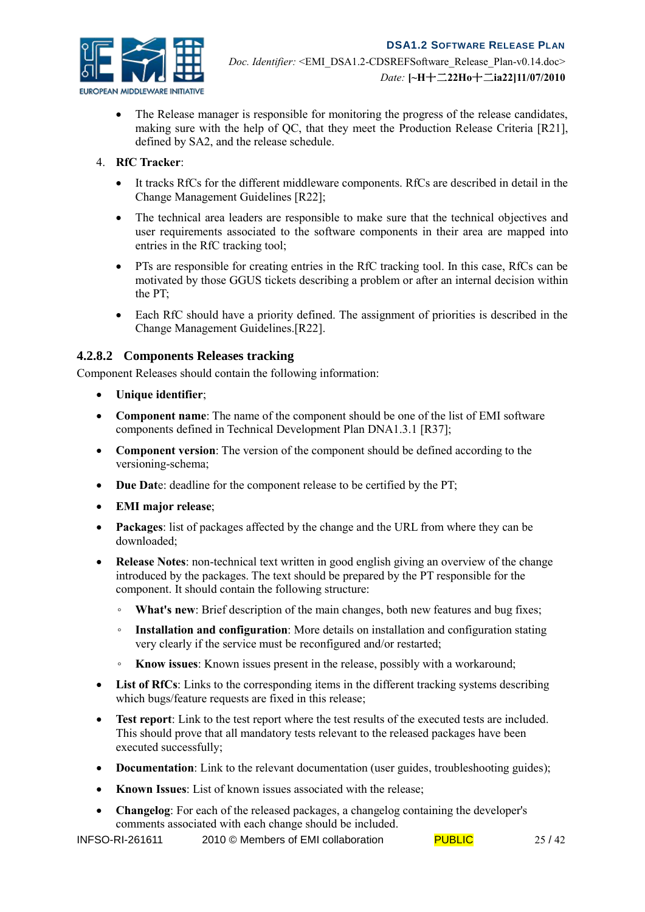- The Release manager is responsible for monitoring the progress of the release candidates, making sure with the help of QC, that they meet the Production Release Criteria [R21], defined by SA2, and the release schedule.

4. **RfC Tracker**:

   - It tracks RfCs for the different middleware components. RfCs are described in detail in the Change Management Guidelines [R22];
   - The technical area leaders are responsible to make sure that the technical objectives and user requirements associated to the software components in their area are mapped into entries in the RfC tracking tool;
   - PTs are responsible for creating entries in the RfC tracking tool. In this case, RfCs can be motivated by those GGUS tickets describing a problem or after an internal decision within the PT;
   - Each RfC should have a priority defined. The assignment of priorities is described in the Change Management Guidelines.[R22].

#### 4.2.8.2 Components Releases tracking

Component Releases should contain the following information:

- **Unique identifier**;
- **Component name**: The name of the component should be one of the list of EMI software components defined in Technical Development Plan DNA1.3.1 [R37];
- **Component version**: The version of the component should be defined according to the versioning-schema;
- **Due Dat**e: deadline for the component release to be certified by the PT;
- **EMI major release**;
- **Packages**: list of packages affected by the change and the URL from where they can be downloaded;
- **Release Notes**: non-technical text written in good english giving an overview of the change introduced by the packages. The text should be prepared by the PT responsible for the component. It should contain the following structure:
  - **What's new**: Brief description of the main changes, both new features and bug fixes;
  - **Installation and configuration**: More details on installation and configuration stating very clearly if the service must be reconfigured and/or restarted;
  - **Know issues**: Known issues present in the release, possibly with a workaround;
- **List of RfCs**: Links to the corresponding items in the different tracking systems describing which bugs/feature requests are fixed in this release;
- **Test report**: Link to the test report where the test results of the executed tests are included. This should prove that all mandatory tests relevant to the released packages have been executed successfully;
- **Documentation**: Link to the relevant documentation (user guides, troubleshooting guides);
- **Known Issues**: List of known issues associated with the release;
- **Changelog**: For each of the released packages, a changelog containing the developer's comments associated with each change should be included.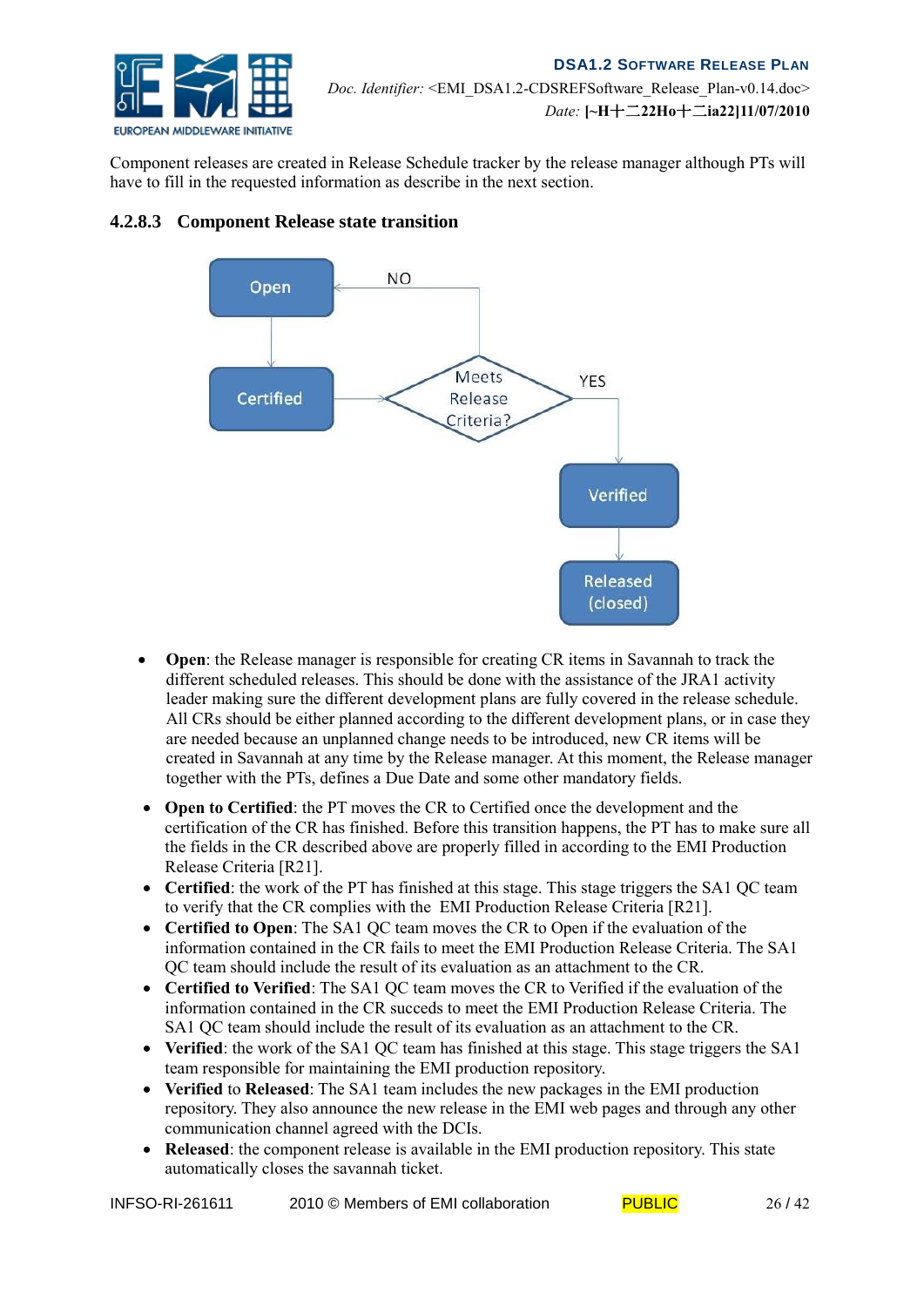Component releases are created in Release Schedule tracker by the release manager although PTs will have to fill in the requested information as describe in the next section.

#### 4.2.8.3 Component Release state transition

- **Open**: the Release manager is responsible for creating CR items in Savannah to track the different scheduled releases. This should be done with the assistance of the JRA1 activity leader making sure the different development plans are fully covered in the release schedule. All CRs should be either planned according to the different development plans, or in case they are needed because an unplanned change needs to be introduced, new CR items will be created in Savannah at any time by the Release manager. At this moment, the Release manager together with the PTs, defines a Due Date and some other mandatory fields.
- **Open to Certified**: the PT moves the CR to Certified once the development and the certification of the CR has finished. Before this transition happens, the PT has to make sure all the fields in the CR described above are properly filled in according to the EMI Production Release Criteria [R21].
- **Certified**: the work of the PT has finished at this stage. This stage triggers the SA1 QC team to verify that the CR complies with the EMI Production Release Criteria [R21].
- **Certified to Open**: The SA1 QC team moves the CR to Open if the evaluation of the information contained in the CR fails to meet the EMI Production Release Criteria. The SA1 QC team should include the result of its evaluation as an attachment to the CR.
- **Certified to Verified**: The SA1 QC team moves the CR to Verified if the evaluation of the information contained in the CR succeds to meet the EMI Production Release Criteria. The SA1 QC team should include the result of its evaluation as an attachment to the CR.
- **Verified**: the work of the SA1 QC team has finished at this stage. This stage triggers the SA1 team responsible for maintaining the EMI production repository.
- **Verified** to **Released**: The SA1 team includes the new packages in the EMI production repository. They also announce the new release in the EMI web pages and through any other communication channel agreed with the DCIs.
- **Released**: the component release is available in the EMI production repository. This state automatically closes the savannah ticket.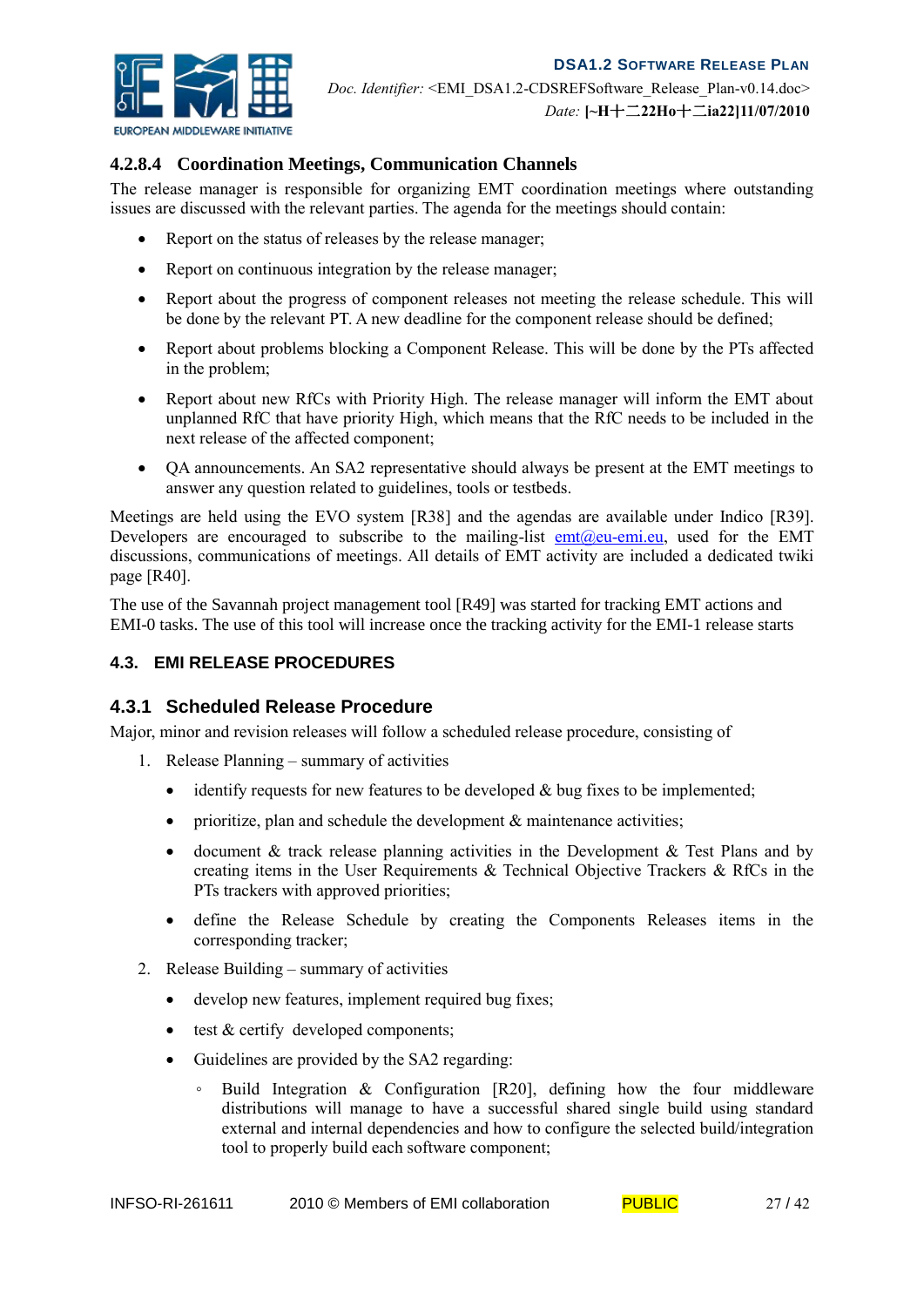#### 4.2.8.4 Coordination Meetings, Communication Channels

The release manager is responsible for organizing EMT coordination meetings where outstanding issues are discussed with the relevant parties. The agenda for the meetings should contain:

- Report on the status of releases by the release manager;
- Report on continuous integration by the release manager;
- Report about the progress of component releases not meeting the release schedule. This will be done by the relevant PT. A new deadline for the component release should be defined;
- Report about problems blocking a Component Release. This will be done by the PTs affected in the problem;
- Report about new RfCs with Priority High. The release manager will inform the EMT about unplanned RfC that have priority High, which means that the RfC needs to be included in the next release of the affected component;
- QA announcements. An SA2 representative should always be present at the EMT meetings to answer any question related to guidelines, tools or testbeds.

Meetings are held using the EVO system [R38] and the agendas are available under Indico [R39]. Developers are encouraged to subscribe to the mailing-list emt@eu-emi.eu, used for the EMT discussions, communications of meetings. All details of EMT activity are included a dedicated twiki page [R40].

The use of the Savannah project management tool [R49] was started for tracking EMT actions and EMI-0 tasks. The use of this tool will increase once the tracking activity for the EMI-1 release starts

## 4.3. EMI RELEASE PROCEDURES

### 4.3.1 Scheduled Release Procedure

Major, minor and revision releases will follow a scheduled release procedure, consisting of

1. Release Planning – summary of activities
   - identify requests for new features to be developed & bug fixes to be implemented;
   - prioritize, plan and schedule the development & maintenance activities;
   - document & track release planning activities in the Development & Test Plans and by creating items in the User Requirements & Technical Objective Trackers & RfCs in the PTs trackers with approved priorities;
   - define the Release Schedule by creating the Components Releases items in the corresponding tracker;
2. Release Building – summary of activities
   - develop new features, implement required bug fixes;
   - test & certify developed components;
   - Guidelines are provided by the SA2 regarding:
     - Build Integration & Configuration [R20], defining how the four middleware distributions will manage to have a successful shared single build using standard external and internal dependencies and how to configure the selected build/integration tool to properly build each software component;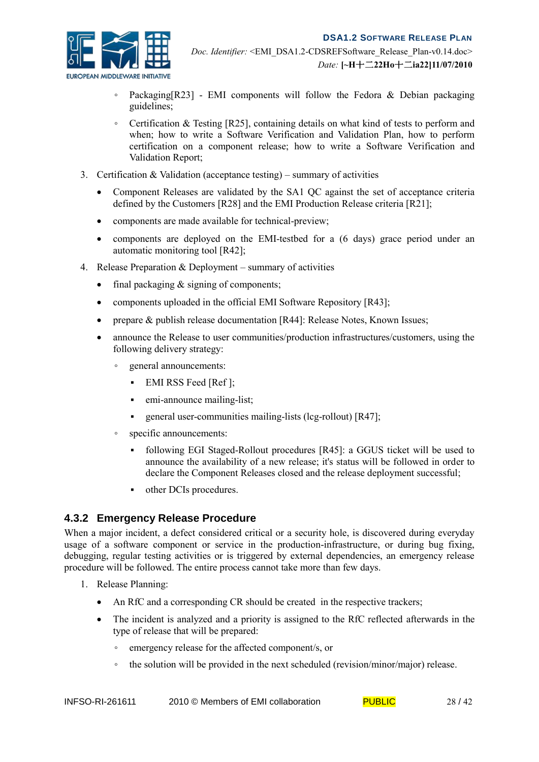- Packaging[R23] - EMI components will follow the Fedora & Debian packaging guidelines;
    - Certification & Testing [R25], containing details on what kind of tests to perform and when; how to write a Software Verification and Validation Plan, how to perform certification on a component release; how to write a Software Verification and Validation Report;

3. Certification & Validation (acceptance testing) – summary of activities
   - Component Releases are validated by the SA1 QC against the set of acceptance criteria defined by the Customers [R28] and the EMI Production Release criteria [R21];
   - components are made available for technical-preview;
   - components are deployed on the EMI-testbed for a (6 days) grace period under an automatic monitoring tool [R42];
4. Release Preparation & Deployment – summary of activities
   - final packaging & signing of components;
   - components uploaded in the official EMI Software Repository [R43];
   - prepare & publish release documentation [R44]: Release Notes, Known Issues;
   - announce the Release to user communities/production infrastructures/customers, using the following delivery strategy:
     - general announcements:
       - EMI RSS Feed [Ref ];
       - emi-announce mailing-list;
       - general user-communities mailing-lists (lcg-rollout) [R47];
     - specific announcements:
       - following EGI Staged-Rollout procedures [R45]: a GGUS ticket will be used to announce the availability of a new release; it's status will be followed in order to declare the Component Releases closed and the release deployment successful;
       - other DCIs procedures.

### 4.3.2 Emergency Release Procedure

When a major incident, a defect considered critical or a security hole, is discovered during everyday usage of a software component or service in the production-infrastructure, or during bug fixing, debugging, regular testing activities or is triggered by external dependencies, an emergency release procedure will be followed. The entire process cannot take more than few days.

1. Release Planning:
   - An RfC and a corresponding CR should be created in the respective trackers;
   - The incident is analyzed and a priority is assigned to the RfC reflected afterwards in the type of release that will be prepared:
     - emergency release for the affected component/s, or
     - the solution will be provided in the next scheduled (revision/minor/major) release.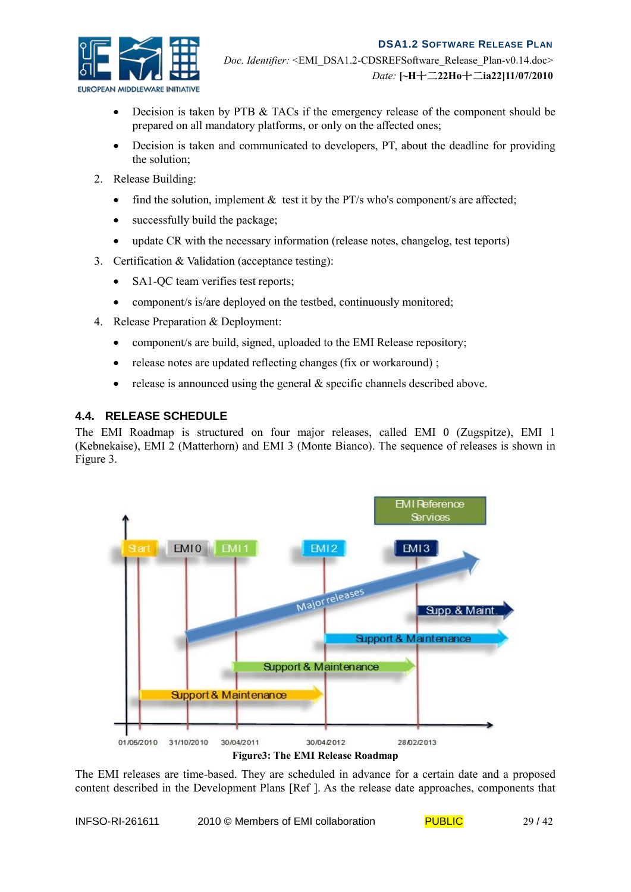- Decision is taken by PTB & TACs if the emergency release of the component should be prepared on all mandatory platforms, or only on the affected ones;
- Decision is taken and communicated to developers, PT, about the deadline for providing the solution;

2. Release Building:
   - find the solution, implement & test it by the PT/s who's component/s are affected;
   - successfully build the package;
   - update CR with the necessary information (release notes, changelog, test teports)
3. Certification & Validation (acceptance testing):
   - SA1-QC team verifies test reports;
   - component/s is/are deployed on the testbed, continuously monitored;
4. Release Preparation & Deployment:
   - component/s are build, signed, uploaded to the EMI Release repository;
   - release notes are updated reflecting changes (fix or workaround) ;
   - release is announced using the general & specific channels described above.

## 4.4. RELEASE SCHEDULE

The EMI Roadmap is structured on four major releases, called EMI 0 (Zugspitze), EMI 1 (Kebnekaise), EMI 2 (Matterhorn) and EMI 3 (Monte Bianco). The sequence of releases is shown in Figure 3.

Figure3: The EMI Release Roadmap

The EMI releases are time-based. They are scheduled in advance for a certain date and a proposed content described in the Development Plans [Ref ]. As the release date approaches, components that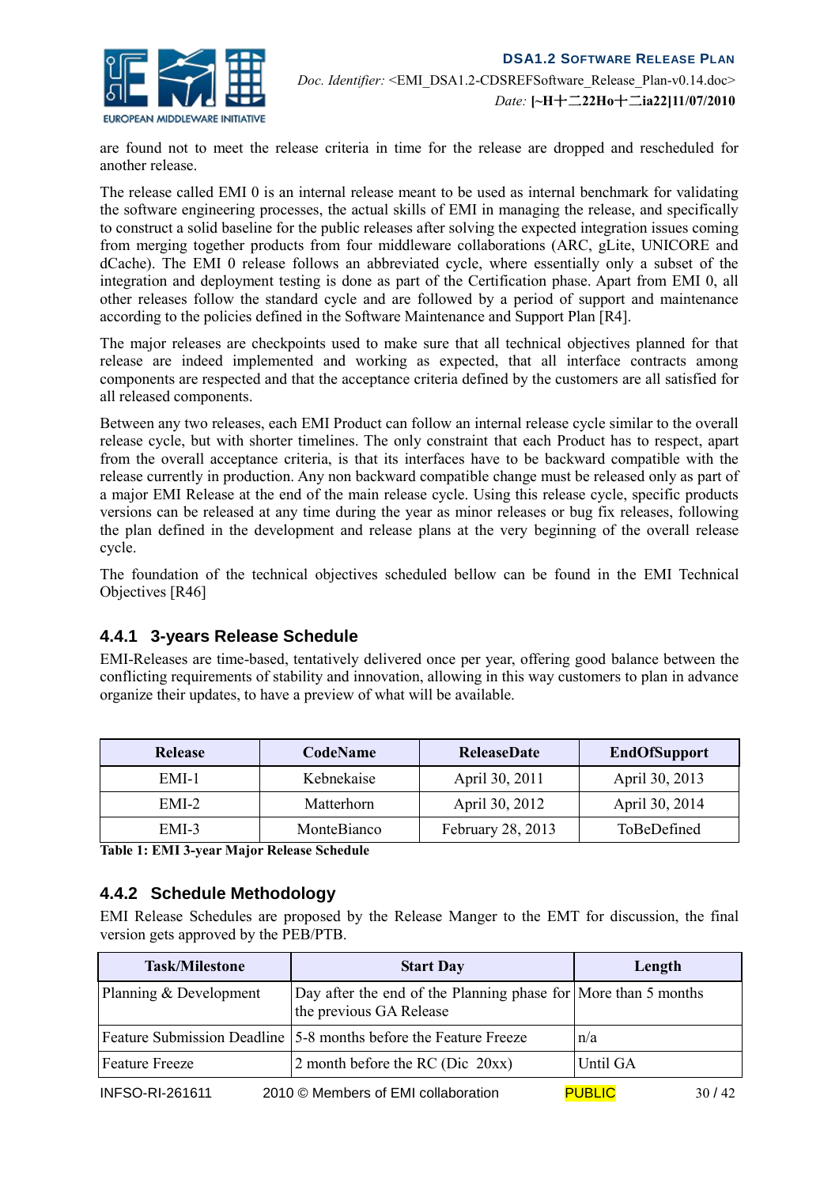are found not to meet the release criteria in time for the release are dropped and rescheduled for another release.

The release called EMI 0 is an internal release meant to be used as internal benchmark for validating the software engineering processes, the actual skills of EMI in managing the release, and specifically to construct a solid baseline for the public releases after solving the expected integration issues coming from merging together products from four middleware collaborations (ARC, gLite, UNICORE and dCache). The EMI 0 release follows an abbreviated cycle, where essentially only a subset of the integration and deployment testing is done as part of the Certification phase. Apart from EMI 0, all other releases follow the standard cycle and are followed by a period of support and maintenance according to the policies defined in the Software Maintenance and Support Plan [R4].

The major releases are checkpoints used to make sure that all technical objectives planned for that release are indeed implemented and working as expected, that all interface contracts among components are respected and that the acceptance criteria defined by the customers are all satisfied for all released components.

Between any two releases, each EMI Product can follow an internal release cycle similar to the overall release cycle, but with shorter timelines. The only constraint that each Product has to respect, apart from the overall acceptance criteria, is that its interfaces have to be backward compatible with the release currently in production. Any non backward compatible change must be released only as part of a major EMI Release at the end of the main release cycle. Using this release cycle, specific products versions can be released at any time during the year as minor releases or bug fix releases, following the plan defined in the development and release plans at the very beginning of the overall release cycle.

The foundation of the technical objectives scheduled bellow can be found in the EMI Technical Objectives [R46]

### 4.4.1 3-years Release Schedule

EMI-Releases are time-based, tentatively delivered once per year, offering good balance between the conflicting requirements of stability and innovation, allowing in this way customers to plan in advance organize their updates, to have a preview of what will be available.

| Release | CodeName | ReleaseDate | EndOfSupport |
|---|---|---|---|
| EMI-1 | Kebnekaise | April 30, 2011 | April 30, 2013 |
| EMI-2 | Matterhorn | April 30, 2012 | April 30, 2014 |
| EMI-3 | MonteBianco | February 28, 2013 | ToBeDefined |

**Table 1: EMI 3-year Major Release Schedule**

### 4.4.2 Schedule Methodology

EMI Release Schedules are proposed by the Release Manger to the EMT for discussion, the final version gets approved by the PEB/PTB.

| Task/Milestone | Start Day | Length |
|---|---|---|
| Planning & Development | Day after the end of the Planning phase for the previous GA Release | More than 5 months |
| Feature Submission Deadline | 5-8 months before the Feature Freeze | n/a |
| Feature Freeze | 2 month before the RC (Dic 20xx) | Until GA |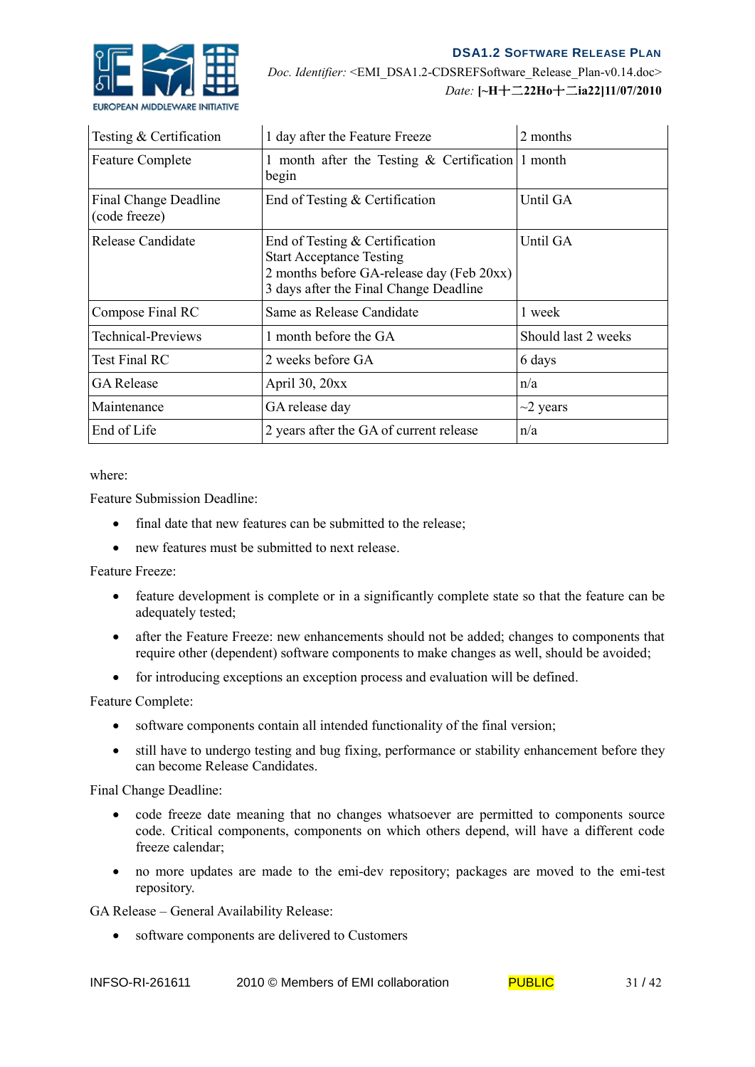| Testing & Certification | 1 day after the Feature Freeze | 2 months |
|---|---|---|
| Feature Complete | 1 month after the Testing & Certification begin | 1 month |
| Final Change Deadline (code freeze) | End of Testing & Certification | Until GA |
| Release Candidate | End of Testing & Certification<br>Start Acceptance Testing<br>2 months before GA-release day (Feb 20xx)<br>3 days after the Final Change Deadline | Until GA |
| Compose Final RC | Same as Release Candidate | 1 week |
| Technical-Previews | 1 month before the GA | Should last 2 weeks |
| Test Final RC | 2 weeks before GA | 6 days |
| GA Release | April 30, 20xx | n/a |
| Maintenance | GA release day | ~2 years |
| End of Life | 2 years after the GA of current release | n/a |

where:

Feature Submission Deadline:

- final date that new features can be submitted to the release;
- new features must be submitted to next release.

Feature Freeze:

- feature development is complete or in a significantly complete state so that the feature can be adequately tested;
- after the Feature Freeze: new enhancements should not be added; changes to components that require other (dependent) software components to make changes as well, should be avoided;
- for introducing exceptions an exception process and evaluation will be defined.

Feature Complete:

- software components contain all intended functionality of the final version;
- still have to undergo testing and bug fixing, performance or stability enhancement before they can become Release Candidates.

Final Change Deadline:

- code freeze date meaning that no changes whatsoever are permitted to components source code. Critical components, components on which others depend, will have a different code freeze calendar;
- no more updates are made to the emi-dev repository; packages are moved to the emi-test repository.

GA Release – General Availability Release:

- software components are delivered to Customers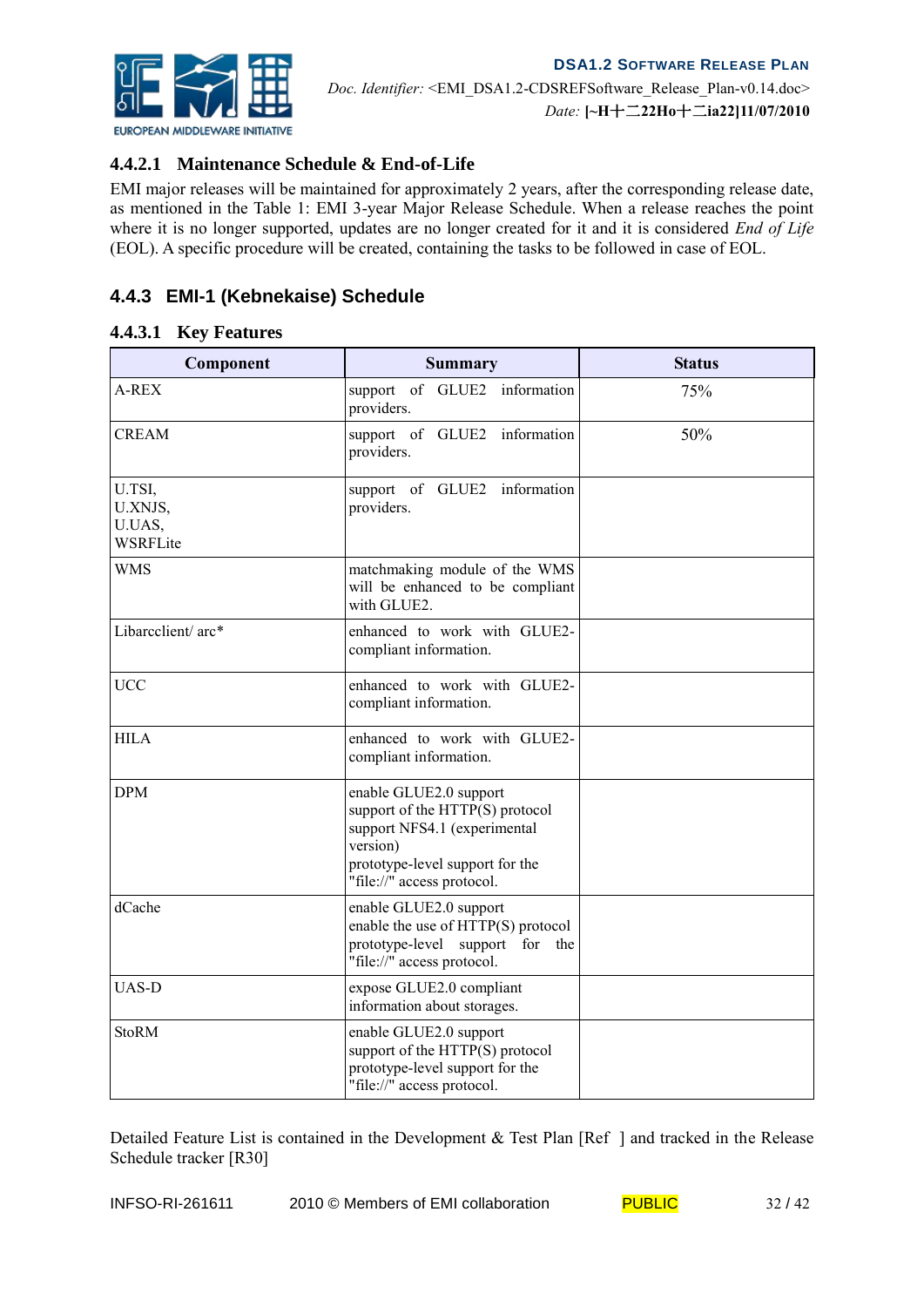#### 4.4.2.1 Maintenance Schedule & End-of-Life

EMI major releases will be maintained for approximately 2 years, after the corresponding release date, as mentioned in the Table 1: EMI 3-year Major Release Schedule. When a release reaches the point where it is no longer supported, updates are no longer created for it and it is considered *End of Life* (EOL). A specific procedure will be created, containing the tasks to be followed in case of EOL.

### 4.4.3 EMI-1 (Kebnekaise) Schedule

#### 4.4.3.1 Key Features

| Component | Summary | Status |
|---|---|---|
| A-REX | support of GLUE2 information providers. | 75% |
| CREAM | support of GLUE2 information providers. | 50% |
| U.TSI, U.XNJS, U.UAS, WSRFLite | support of GLUE2 information providers. | |
| WMS | matchmaking module of the WMS will be enhanced to be compliant with GLUE2. | |
| Libarcclient/ arc* | enhanced to work with GLUE2-compliant information. | |
| UCC | enhanced to work with GLUE2-compliant information. | |
| HILA | enhanced to work with GLUE2-compliant information. | |
| DPM | enable GLUE2.0 support<br>support of the HTTP(S) protocol<br>support NFS4.1 (experimental version)<br>prototype-level support for the "file://" access protocol. | |
| dCache | enable GLUE2.0 support<br>enable the use of HTTP(S) protocol<br>prototype-level support for the "file://" access protocol. | |
| UAS-D | expose GLUE2.0 compliant information about storages. | |
| StoRM | enable GLUE2.0 support<br>support of the HTTP(S) protocol<br>prototype-level support for the "file://" access protocol. | |

Detailed Feature List is contained in the Development & Test Plan [Ref ] and tracked in the Release Schedule tracker [R30]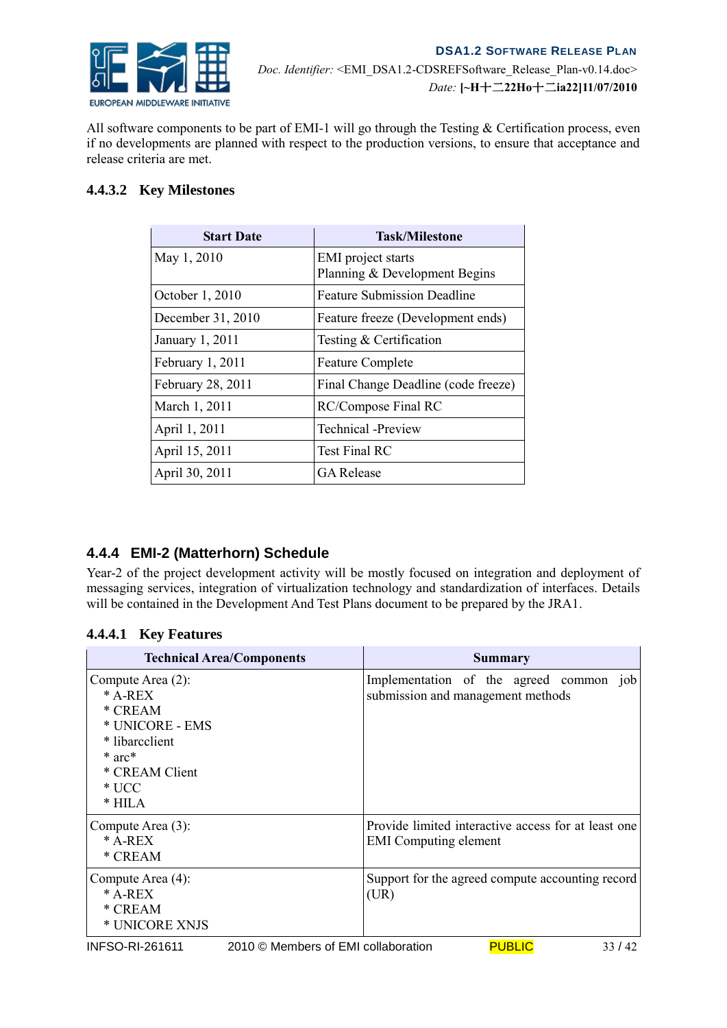All software components to be part of EMI-1 will go through the Testing & Certification process, even if no developments are planned with respect to the production versions, to ensure that acceptance and release criteria are met.

#### 4.4.3.2 Key Milestones

| Start Date | Task/Milestone |
|---|---|
| May 1, 2010 | EMI project starts<br>Planning & Development Begins |
| October 1, 2010 | Feature Submission Deadline |
| December 31, 2010 | Feature freeze (Development ends) |
| January 1, 2011 | Testing & Certification |
| February 1, 2011 | Feature Complete |
| February 28, 2011 | Final Change Deadline (code freeze) |
| March 1, 2011 | RC/Compose Final RC |
| April 1, 2011 | Technical -Preview |
| April 15, 2011 | Test Final RC |
| April 30, 2011 | GA Release |

### 4.4.4 EMI-2 (Matterhorn) Schedule

Year-2 of the project development activity will be mostly focused on integration and deployment of messaging services, integration of virtualization technology and standardization of interfaces. Details will be contained in the Development And Test Plans document to be prepared by the JRA1.

#### 4.4.4.1 Key Features

| Technical Area/Components | Summary |
|---|---|
| Compute Area (2):<br>* A-REX<br>* CREAM<br>* UNICORE - EMS<br>* libarcclient<br>* arc*<br>* CREAM Client<br>* UCC<br>* HILA | Implementation of the agreed common job submission and management methods |
| Compute Area (3):<br>* A-REX<br>* CREAM | Provide limited interactive access for at least one EMI Computing element |
| Compute Area (4):<br>* A-REX<br>* CREAM<br>* UNICORE XNJS | Support for the agreed compute accounting record (UR) |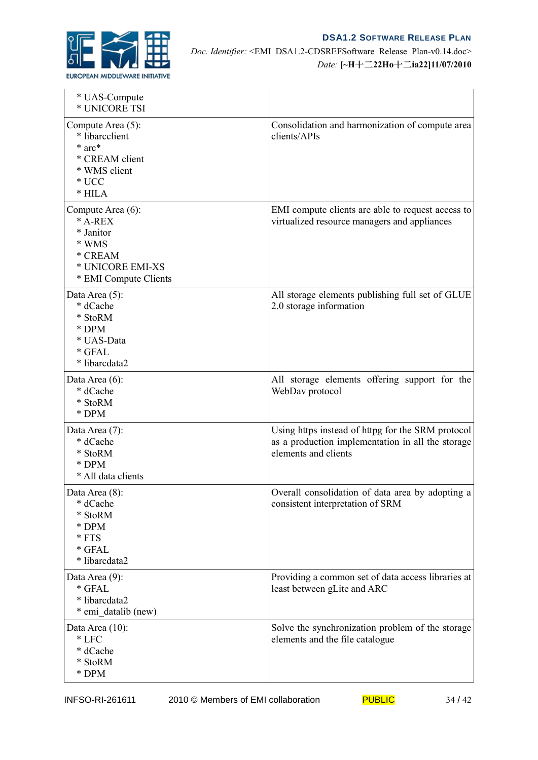| | |
|---|---|
| * UAS-Compute<br>* UNICORE TSI | |
| Compute Area (5):<br>* libarcclient<br>* arc*<br>* CREAM client<br>* WMS client<br>* UCC<br>* HILA | Consolidation and harmonization of compute area clients/APIs |
| Compute Area (6):<br>* A-REX<br>* Janitor<br>* WMS<br>* CREAM<br>* UNICORE EMI-XS<br>* EMI Compute Clients | EMI compute clients are able to request access to virtualized resource managers and appliances |
| Data Area (5):<br>* dCache<br>* StoRM<br>* DPM<br>* UAS-Data<br>* GFAL<br>* libarcdata2 | All storage elements publishing full set of GLUE 2.0 storage information |
| Data Area (6):<br>* dCache<br>* StoRM<br>* DPM | All storage elements offering support for the WebDav protocol |
| Data Area (7):<br>* dCache<br>* StoRM<br>* DPM<br>* All data clients | Using https instead of httpg for the SRM protocol as a production implementation in all the storage elements and clients |
| Data Area (8):<br>* dCache<br>* StoRM<br>* DPM<br>* FTS<br>* GFAL<br>* libarcdata2 | Overall consolidation of data area by adopting a consistent interpretation of SRM |
| Data Area (9):<br>* GFAL<br>* libarcdata2<br>* emi_datalib (new) | Providing a common set of data access libraries at least between gLite and ARC |
| Data Area (10):<br>* LFC<br>* dCache<br>* StoRM<br>* DPM | Solve the synchronization problem of the storage elements and the file catalogue |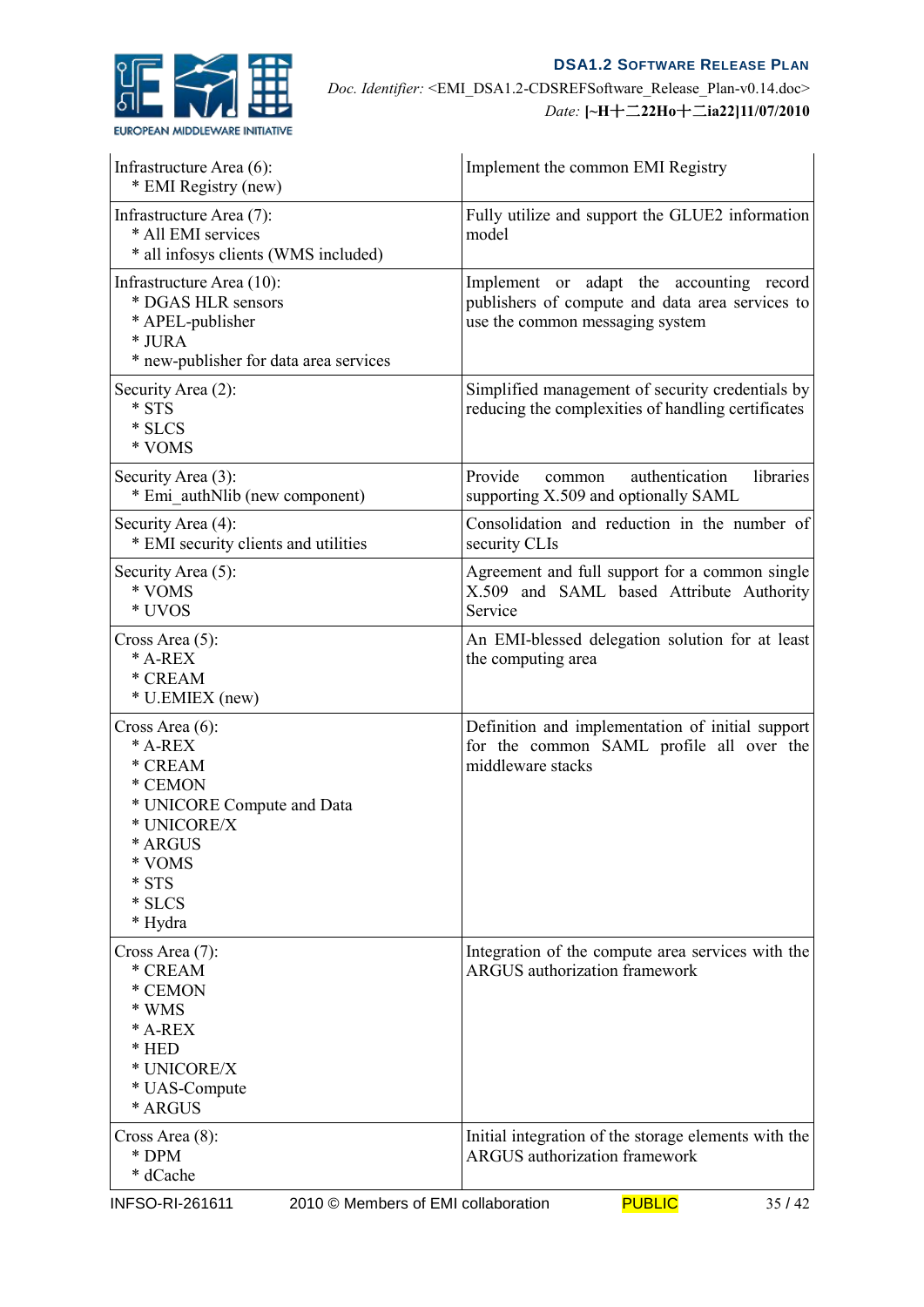| | |
|---|---|
| Infrastructure Area (6):<br>* EMI Registry (new) | Implement the common EMI Registry |
| Infrastructure Area (7):<br>* All EMI services<br>* all infosys clients (WMS included) | Fully utilize and support the GLUE2 information model |
| Infrastructure Area (10):<br>* DGAS HLR sensors<br>* APEL-publisher<br>* JURA<br>* new-publisher for data area services | Implement or adapt the accounting record publishers of compute and data area services to use the common messaging system |
| Security Area (2):<br>* STS<br>* SLCS<br>* VOMS | Simplified management of security credentials by reducing the complexities of handling certificates |
| Security Area (3):<br>* Emi_authNlib (new component) | Provide common authentication libraries supporting X.509 and optionally SAML |
| Security Area (4):<br>* EMI security clients and utilities | Consolidation and reduction in the number of security CLIs |
| Security Area (5):<br>* VOMS<br>* UVOS | Agreement and full support for a common single X.509 and SAML based Attribute Authority Service |
| Cross Area (5):<br>* A-REX<br>* CREAM<br>* U.EMIEX (new) | An EMI-blessed delegation solution for at least the computing area |
| Cross Area (6):<br>* A-REX<br>* CREAM<br>* CEMON<br>* UNICORE Compute and Data<br>* UNICORE/X<br>* ARGUS<br>* VOMS<br>* STS<br>* SLCS<br>* Hydra | Definition and implementation of initial support for the common SAML profile all over the middleware stacks |
| Cross Area (7):<br>* CREAM<br>* CEMON<br>* WMS<br>* A-REX<br>* HED<br>* UNICORE/X<br>* UAS-Compute<br>* ARGUS | Integration of the compute area services with the ARGUS authorization framework |
| Cross Area (8):<br>* DPM<br>* dCache | Initial integration of the storage elements with the ARGUS authorization framework |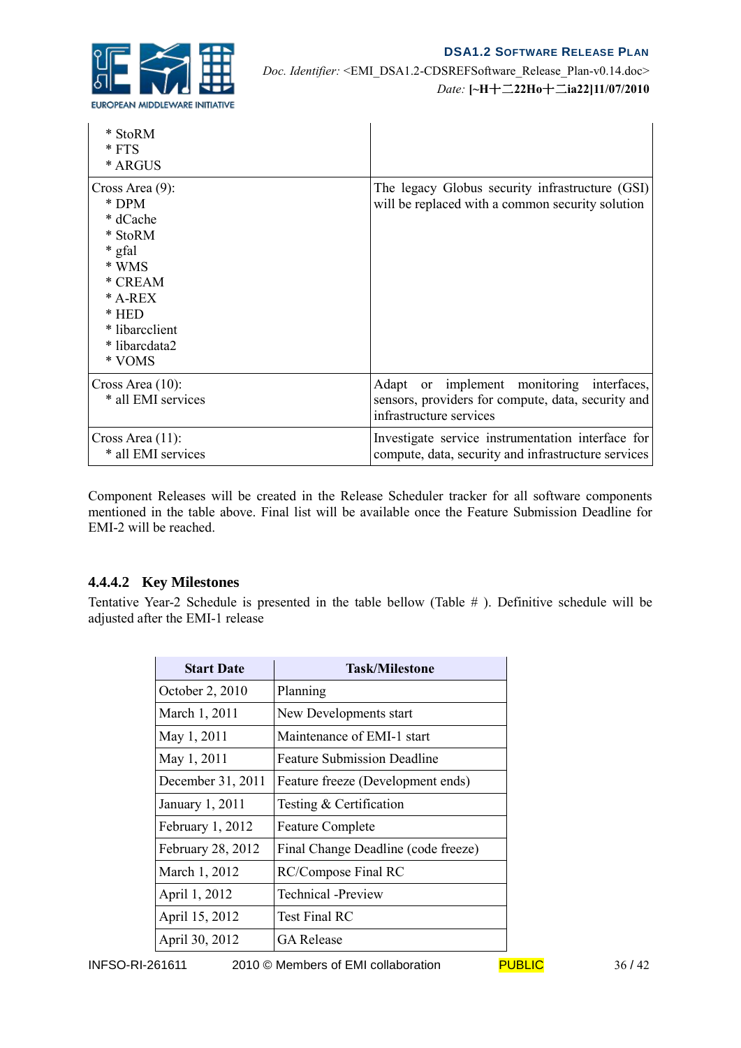| | |
|---|---|
| * StoRM<br>* FTS<br>* ARGUS | |
| Cross Area (9):<br>* DPM<br>* dCache<br>* StoRM<br>* gfal<br>* WMS<br>* CREAM<br>* A-REX<br>* HED<br>* libarcclient<br>* libarcdata2<br>* VOMS | The legacy Globus security infrastructure (GSI) will be replaced with a common security solution |
| Cross Area (10):<br>* all EMI services | Adapt or implement monitoring interfaces, sensors, providers for compute, data, security and infrastructure services |
| Cross Area (11):<br>* all EMI services | Investigate service instrumentation interface for compute, data, security and infrastructure services |

Component Releases will be created in the Release Scheduler tracker for all software components mentioned in the table above. Final list will be available once the Feature Submission Deadline for EMI-2 will be reached.

#### 4.4.4.2 Key Milestones

Tentative Year-2 Schedule is presented in the table bellow (Table # ). Definitive schedule will be adjusted after the EMI-1 release

| Start Date | Task/Milestone |
|---|---|
| October 2, 2010 | Planning |
| March 1, 2011 | New Developments start |
| May 1, 2011 | Maintenance of EMI-1 start |
| May 1, 2011 | Feature Submission Deadline |
| December 31, 2011 | Feature freeze (Development ends) |
| January 1, 2011 | Testing & Certification |
| February 1, 2012 | Feature Complete |
| February 28, 2012 | Final Change Deadline (code freeze) |
| March 1, 2012 | RC/Compose Final RC |
| April 1, 2012 | Technical -Preview |
| April 15, 2012 | Test Final RC |
| April 30, 2012 | GA Release |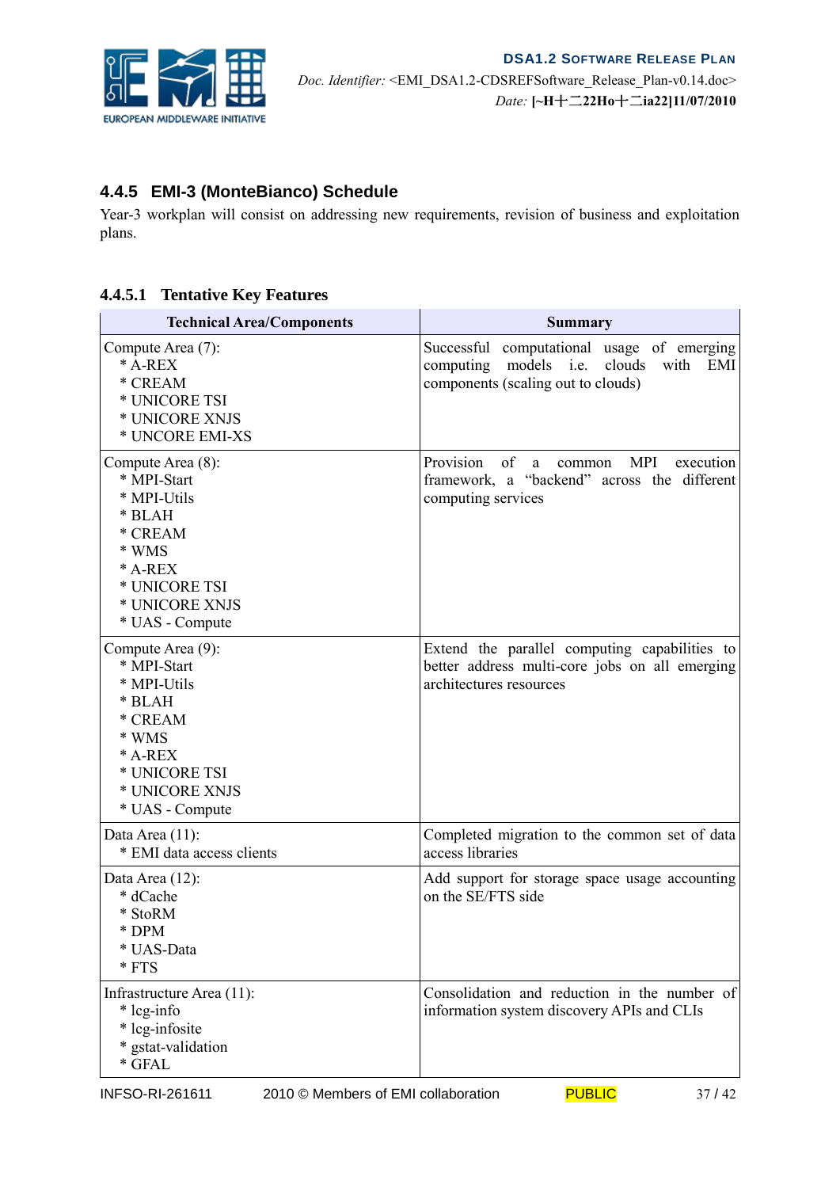### 4.4.5 EMI-3 (MonteBianco) Schedule

Year-3 workplan will consist on addressing new requirements, revision of business and exploitation plans.

#### 4.4.5.1 Tentative Key Features

| Technical Area/Components | Summary |
|---|---|
| Compute Area (7):<br>* A-REX<br>* CREAM<br>* UNICORE TSI<br>* UNICORE XNJS<br>* UNCORE EMI-XS | Successful computational usage of emerging computing models i.e. clouds with EMI components (scaling out to clouds) |
| Compute Area (8):<br>* MPI-Start<br>* MPI-Utils<br>* BLAH<br>* CREAM<br>* WMS<br>* A-REX<br>* UNICORE TSI<br>* UNICORE XNJS<br>* UAS - Compute | Provision of a common MPI execution framework, a “backend” across the different computing services |
| Compute Area (9):<br>* MPI-Start<br>* MPI-Utils<br>* BLAH<br>* CREAM<br>* WMS<br>* A-REX<br>* UNICORE TSI<br>* UNICORE XNJS<br>* UAS - Compute | Extend the parallel computing capabilities to better address multi-core jobs on all emerging architectures resources |
| Data Area (11):<br>* EMI data access clients | Completed migration to the common set of data access libraries |
| Data Area (12):<br>* dCache<br>* StoRM<br>* DPM<br>* UAS-Data<br>* FTS | Add support for storage space usage accounting on the SE/FTS side |
| Infrastructure Area (11):<br>* lcg-info<br>* lcg-infosite<br>* gstat-validation<br>* GFAL | Consolidation and reduction in the number of information system discovery APIs and CLIs |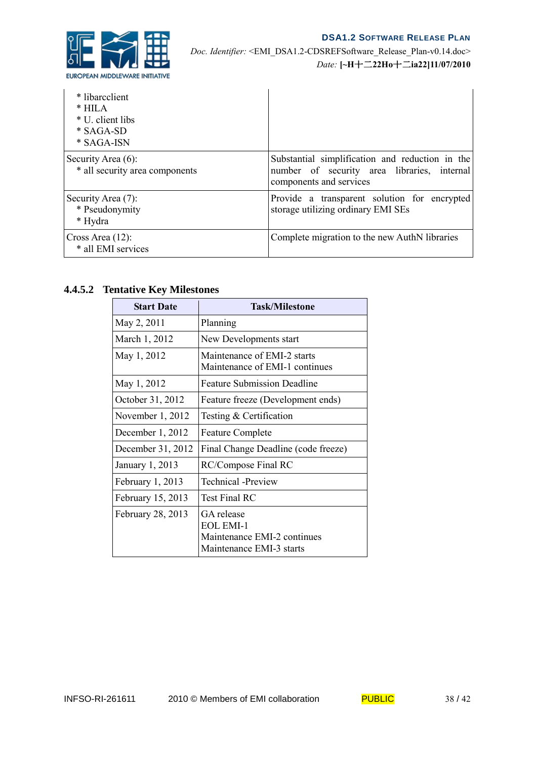| | |
|---|---|
| * libarcclient<br>* HILA<br>* U. client libs<br>* SAGA-SD<br>* SAGA-ISN | |
| Security Area (6):<br>* all security area components | Substantial simplification and reduction in the number of security area libraries, internal components and services |
| Security Area (7):<br>* Pseudonymity<br>* Hydra | Provide a transparent solution for encrypted storage utilizing ordinary EMI SEs |
| Cross Area (12):<br>* all EMI services | Complete migration to the new AuthN libraries |

#### 4.4.5.2 Tentative Key Milestones

| Start Date | Task/Milestone |
|---|---|
| May 2, 2011 | Planning |
| March 1, 2012 | New Developments start |
| May 1, 2012 | Maintenance of EMI-2 starts<br>Maintenance of EMI-1 continues |
| May 1, 2012 | Feature Submission Deadline |
| October 31, 2012 | Feature freeze (Development ends) |
| November 1, 2012 | Testing & Certification |
| December 1, 2012 | Feature Complete |
| December 31, 2012 | Final Change Deadline (code freeze) |
| January 1, 2013 | RC/Compose Final RC |
| February 1, 2013 | Technical -Preview |
| February 15, 2013 | Test Final RC |
| February 28, 2013 | GA release<br>EOL EMI-1<br>Maintenance EMI-2 continues<br>Maintenance EMI-3 starts |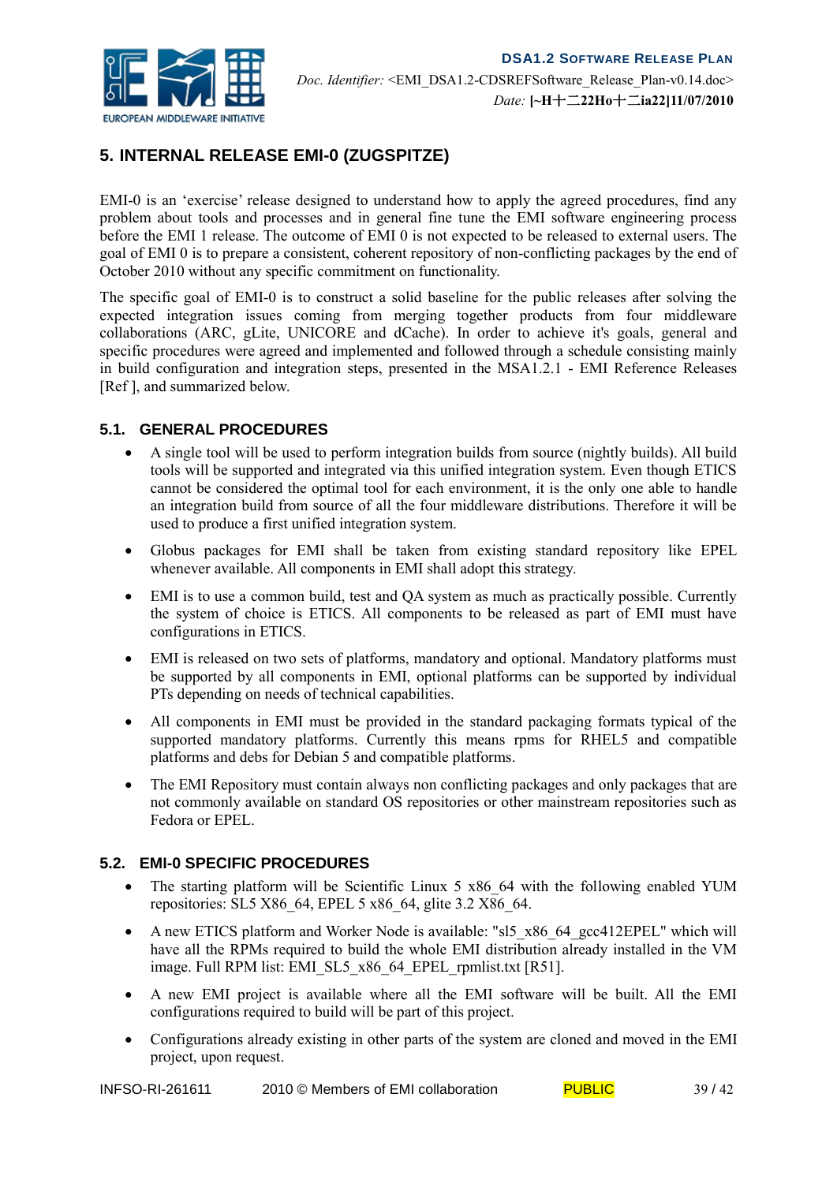# 5. INTERNAL RELEASE EMI-0 (ZUGSPITZE)

EMI-0 is an 'exercise' release designed to understand how to apply the agreed procedures, find any problem about tools and processes and in general fine tune the EMI software engineering process before the EMI 1 release. The outcome of EMI 0 is not expected to be released to external users. The goal of EMI 0 is to prepare a consistent, coherent repository of non-conflicting packages by the end of October 2010 without any specific commitment on functionality.

The specific goal of EMI-0 is to construct a solid baseline for the public releases after solving the expected integration issues coming from merging together products from four middleware collaborations (ARC, gLite, UNICORE and dCache). In order to achieve it's goals, general and specific procedures were agreed and implemented and followed through a schedule consisting mainly in build configuration and integration steps, presented in the MSA1.2.1 - EMI Reference Releases [Ref ], and summarized below.

## 5.1. GENERAL PROCEDURES

- A single tool will be used to perform integration builds from source (nightly builds). All build tools will be supported and integrated via this unified integration system. Even though ETICS cannot be considered the optimal tool for each environment, it is the only one able to handle an integration build from source of all the four middleware distributions. Therefore it will be used to produce a first unified integration system.
- Globus packages for EMI shall be taken from existing standard repository like EPEL whenever available. All components in EMI shall adopt this strategy.
- EMI is to use a common build, test and QA system as much as practically possible. Currently the system of choice is ETICS. All components to be released as part of EMI must have configurations in ETICS.
- EMI is released on two sets of platforms, mandatory and optional. Mandatory platforms must be supported by all components in EMI, optional platforms can be supported by individual PTs depending on needs of technical capabilities.
- All components in EMI must be provided in the standard packaging formats typical of the supported mandatory platforms. Currently this means rpms for RHEL5 and compatible platforms and debs for Debian 5 and compatible platforms.
- The EMI Repository must contain always non conflicting packages and only packages that are not commonly available on standard OS repositories or other mainstream repositories such as Fedora or EPEL.

## 5.2. EMI-0 SPECIFIC PROCEDURES

- The starting platform will be Scientific Linux 5 x86_64 with the following enabled YUM repositories: SL5 X86_64, EPEL 5 x86_64, glite 3.2 X86_64.
- A new ETICS platform and Worker Node is available: "sl5_x86_64_gcc412EPEL" which will have all the RPMs required to build the whole EMI distribution already installed in the VM image. Full RPM list: EMI_SL5_x86_64_EPEL_rpmlist.txt [R51].
- A new EMI project is available where all the EMI software will be built. All the EMI configurations required to build will be part of this project.
- Configurations already existing in other parts of the system are cloned and moved in the EMI project, upon request.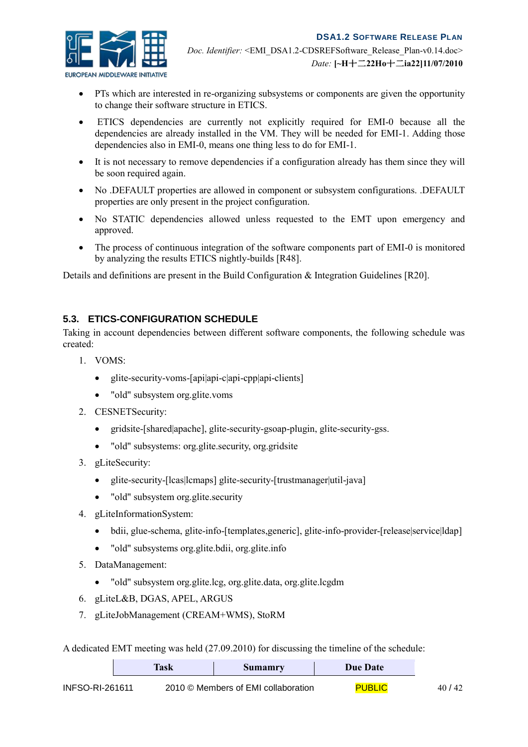- PTs which are interested in re-organizing subsystems or components are given the opportunity to change their software structure in ETICS.
- ETICS dependencies are currently not explicitly required for EMI-0 because all the dependencies are already installed in the VM. They will be needed for EMI-1. Adding those dependencies also in EMI-0, means one thing less to do for EMI-1.
- It is not necessary to remove dependencies if a configuration already has them since they will be soon required again.
- No .DEFAULT properties are allowed in component or subsystem configurations. .DEFAULT properties are only present in the project configuration.
- No STATIC dependencies allowed unless requested to the EMT upon emergency and approved.
- The process of continuous integration of the software components part of EMI-0 is monitored by analyzing the results ETICS nightly-builds [R48].

Details and definitions are present in the Build Configuration & Integration Guidelines [R20].

## 5.3. ETICS-CONFIGURATION SCHEDULE

Taking in account dependencies between different software components, the following schedule was created:

1. VOMS:
   - glite-security-voms-[api|api-c|api-cpp|api-clients]
   - "old" subsystem org.glite.voms
2. CESNETSecurity:
   - gridsite-[shared|apache], glite-security-gsoap-plugin, glite-security-gss.
   - "old" subsystems: org.glite.security, org.gridsite
3. gLiteSecurity:
   - glite-security-[lcas|lcmaps] glite-security-[trustmanager|util-java]
   - "old" subsystem org.glite.security
4. gLiteInformationSystem:
   - bdii, glue-schema, glite-info-[templates,generic], glite-info-provider-[release|service|ldap]
   - "old" subsystems org.glite.bdii, org.glite.info
5. DataManagement:
   - "old" subsystem org.glite.lcg, org.glite.data, org.glite.lcgdm
6. gLiteL&B, DGAS, APEL, ARGUS
7. gLiteJobManagement (CREAM+WMS), StoRM

A dedicated EMT meeting was held (27.09.2010) for discussing the timeline of the schedule:

| Task | Sumamry | Due Date |
|---|---|---|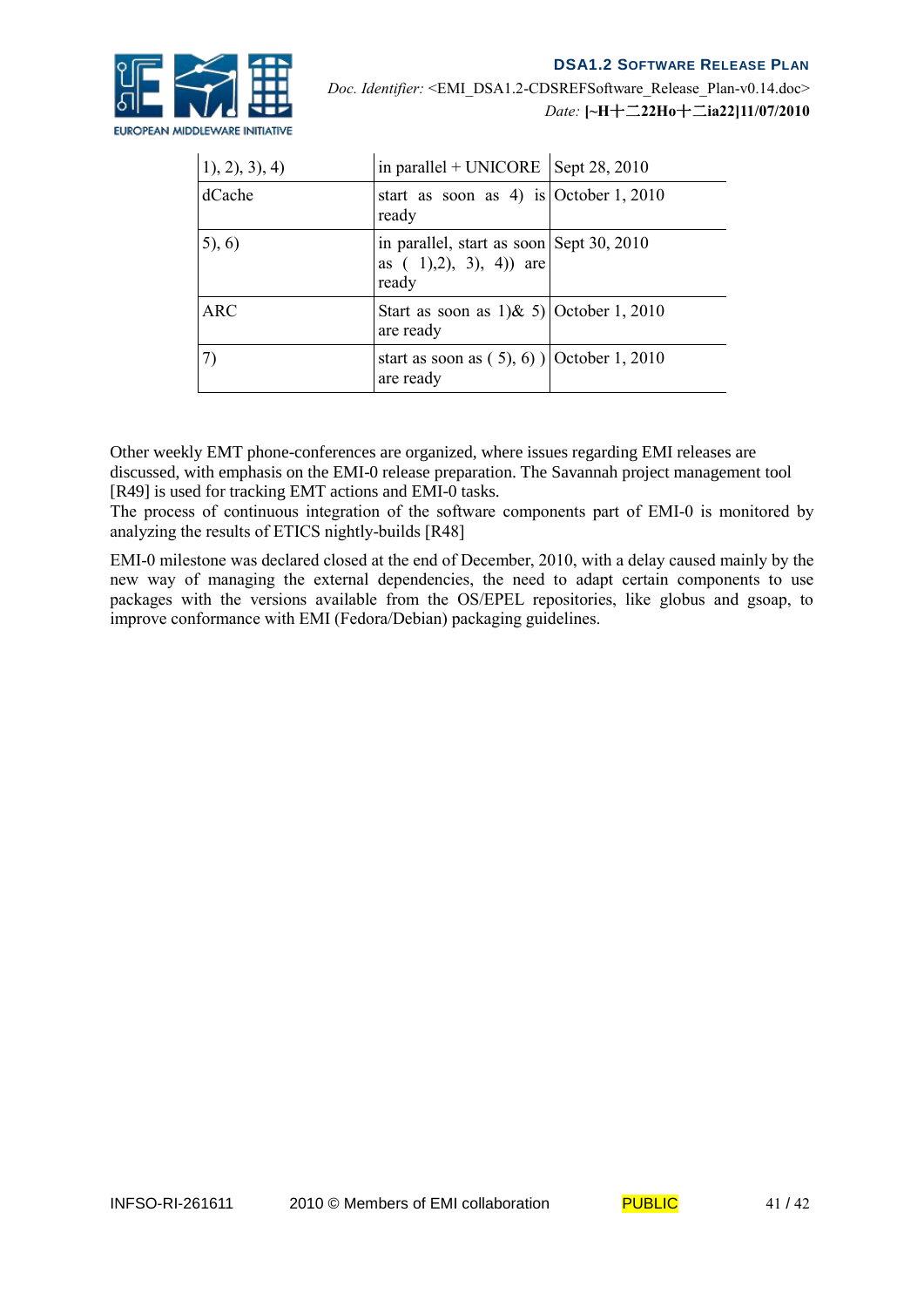| 1), 2), 3), 4) | in parallel + UNICORE | Sept 28, 2010 |
| --- | --- | --- |
| dCache | start as soon as 4) is ready | October 1, 2010 |
| 5), 6) | in parallel, start as soon as ( 1),2), 3), 4)) are ready | Sept 30, 2010 |
| ARC | Start as soon as 1)& 5) are ready | October 1, 2010 |
| 7) | start as soon as ( 5), 6) ) are ready | October 1, 2010 |

Other weekly EMT phone-conferences are organized, where issues regarding EMI releases are discussed, with emphasis on the EMI-0 release preparation. The Savannah project management tool [R49] is used for tracking EMT actions and EMI-0 tasks.
The process of continuous integration of the software components part of EMI-0 is monitored by analyzing the results of ETICS nightly-builds [R48]

EMI-0 milestone was declared closed at the end of December, 2010, with a delay caused mainly by the new way of managing the external dependencies, the need to adapt certain components to use packages with the versions available from the OS/EPEL repositories, like globus and gsoap, to improve conformance with EMI (Fedora/Debian) packaging guidelines.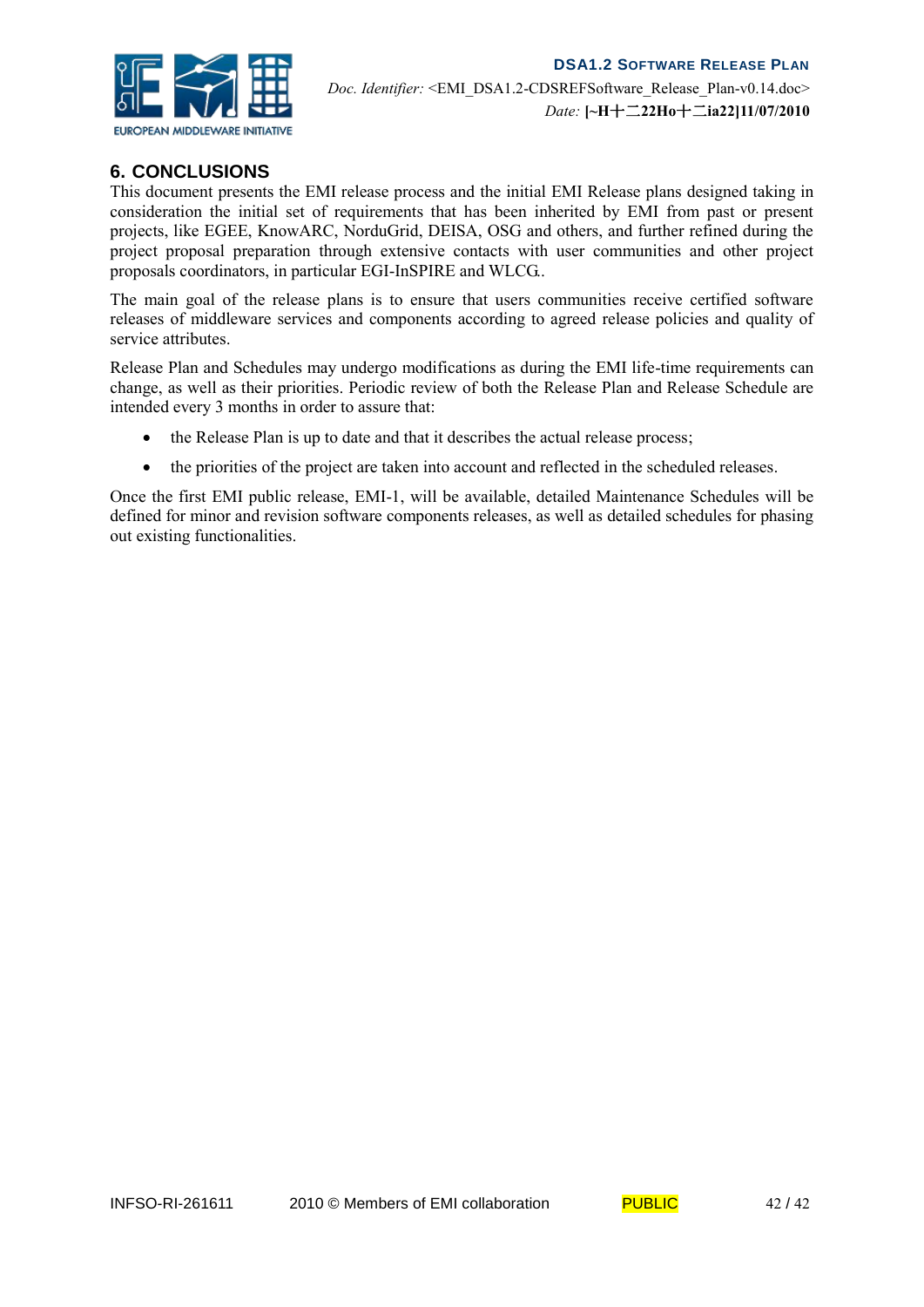## 6. CONCLUSIONS

This document presents the EMI release process and the initial EMI Release plans designed taking in consideration the initial set of requirements that has been inherited by EMI from past or present projects, like EGEE, KnowARC, NorduGrid, DEISA, OSG and others, and further refined during the project proposal preparation through extensive contacts with user communities and other project proposals coordinators, in particular EGI-InSPIRE and WLCG..

The main goal of the release plans is to ensure that users communities receive certified software releases of middleware services and components according to agreed release policies and quality of service attributes.

Release Plan and Schedules may undergo modifications as during the EMI life-time requirements can change, as well as their priorities. Periodic review of both the Release Plan and Release Schedule are intended every 3 months in order to assure that:

- the Release Plan is up to date and that it describes the actual release process;
- the priorities of the project are taken into account and reflected in the scheduled releases.

Once the first EMI public release, EMI-1, will be available, detailed Maintenance Schedules will be defined for minor and revision software components releases, as well as detailed schedules for phasing out existing functionalities.